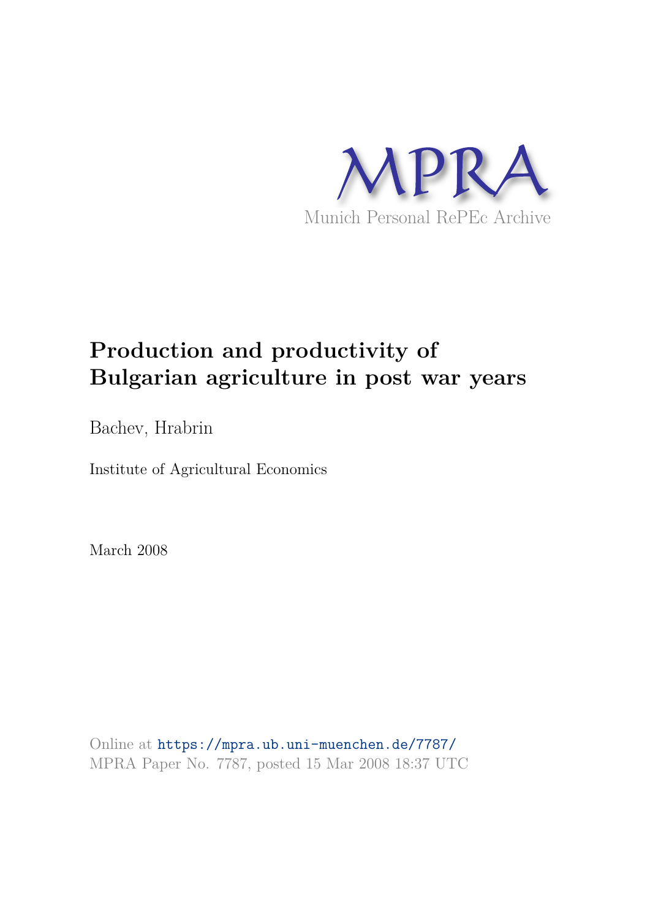MPRA

Munich Personal RePEc Archive

# Production and productivity of Bulgarian agriculture in post war years

Bachev, Hrabrin

Institute of Agricultural Economics

March 2008

Online at https://mpra.ub.uni-muenchen.de/7787/
MPRA Paper No. 7787, posted 15 Mar 2008 18:37 UTC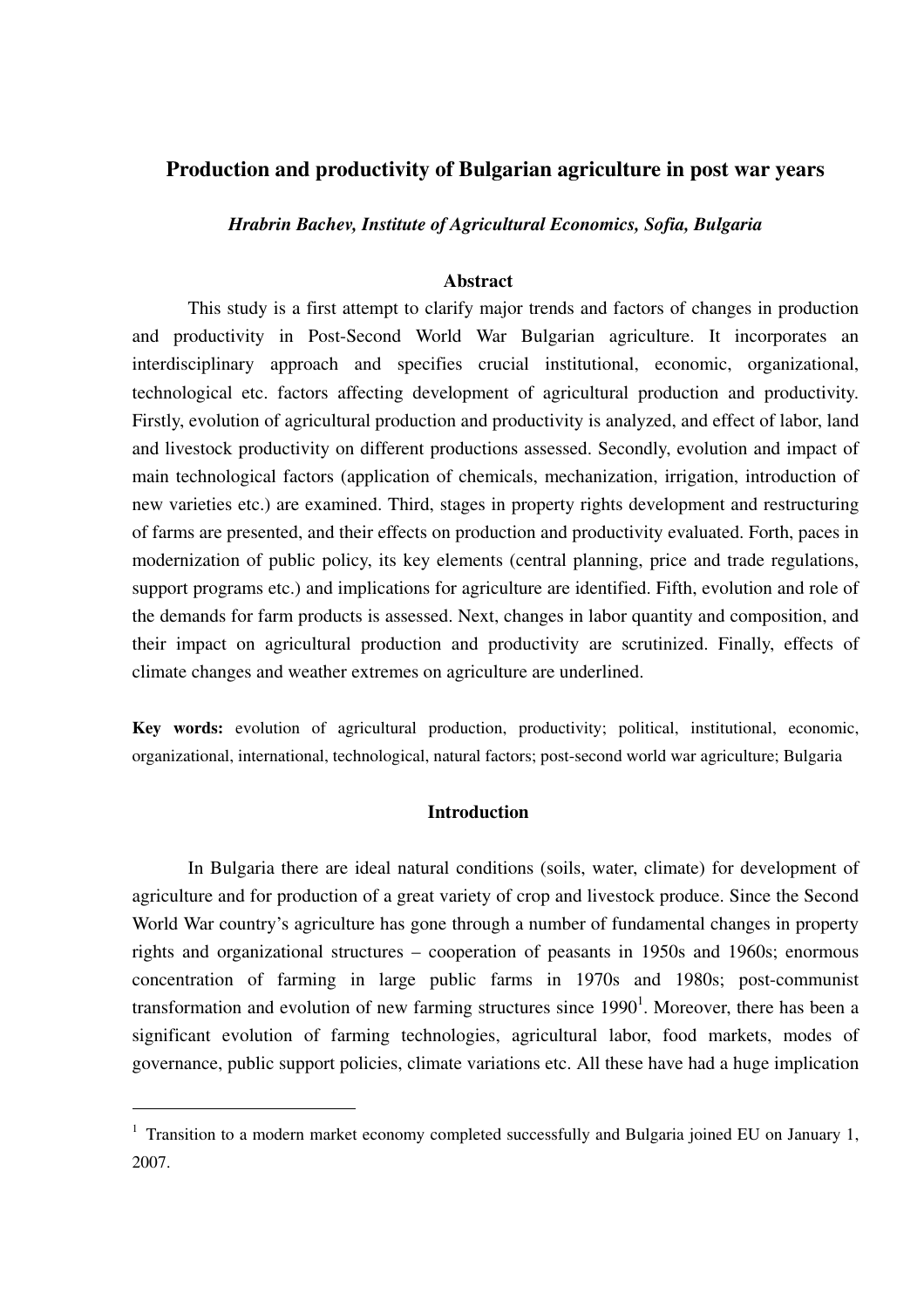# Production and productivity of Bulgarian agriculture in post war years

***Hrabrin Bachev, Institute of Agricultural Economics, Sofia, Bulgaria***

## Abstract

This study is a first attempt to clarify major trends and factors of changes in production and productivity in Post-Second World War Bulgarian agriculture. It incorporates an interdisciplinary approach and specifies crucial institutional, economic, organizational, technological etc. factors affecting development of agricultural production and productivity. Firstly, evolution of agricultural production and productivity is analyzed, and effect of labor, land and livestock productivity on different productions assessed. Secondly, evolution and impact of main technological factors (application of chemicals, mechanization, irrigation, introduction of new varieties etc.) are examined. Third, stages in property rights development and restructuring of farms are presented, and their effects on production and productivity evaluated. Forth, paces in modernization of public policy, its key elements (central planning, price and trade regulations, support programs etc.) and implications for agriculture are identified. Fifth, evolution and role of the demands for farm products is assessed. Next, changes in labor quantity and composition, and their impact on agricultural production and productivity are scrutinized. Finally, effects of climate changes and weather extremes on agriculture are underlined.

**Key words:** evolution of agricultural production, productivity; political, institutional, economic, organizational, international, technological, natural factors; post-second world war agriculture; Bulgaria

## Introduction

In Bulgaria there are ideal natural conditions (soils, water, climate) for development of agriculture and for production of a great variety of crop and livestock produce. Since the Second World War country's agriculture has gone through a number of fundamental changes in property rights and organizational structures – cooperation of peasants in 1950s and 1960s; enormous concentration of farming in large public farms in 1970s and 1980s; post-communist transformation and evolution of new farming structures since 1990[1]. Moreover, there has been a significant evolution of farming technologies, agricultural labor, food markets, modes of governance, public support policies, climate variations etc. All these have had a huge implication

---

[1] Transition to a modern market economy completed successfully and Bulgaria joined EU on January 1, 2007.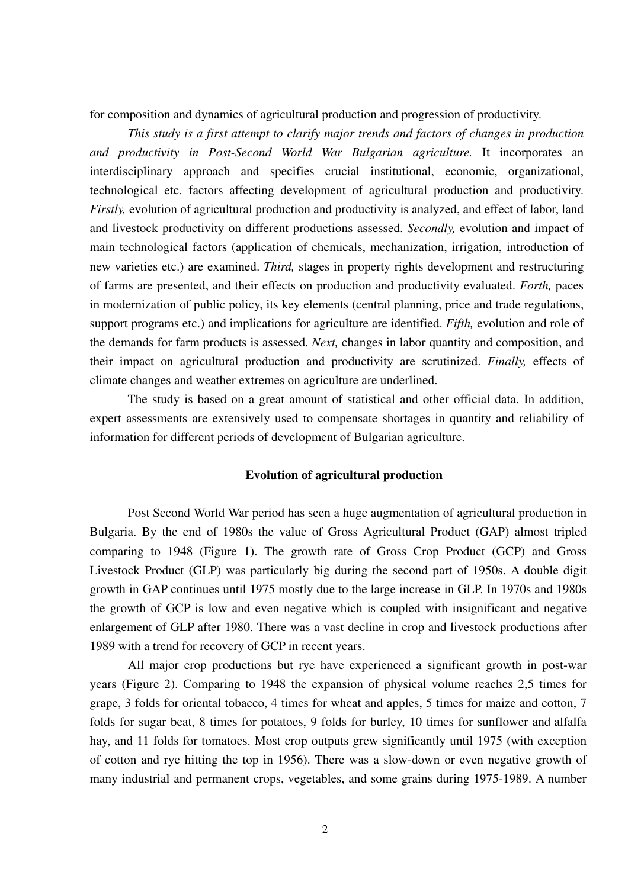for composition and dynamics of agricultural production and progression of productivity.

*This study is a first attempt to clarify major trends and factors of changes in production and productivity in Post-Second World War Bulgarian agriculture.* It incorporates an interdisciplinary approach and specifies crucial institutional, economic, organizational, technological etc. factors affecting development of agricultural production and productivity. *Firstly,* evolution of agricultural production and productivity is analyzed, and effect of labor, land and livestock productivity on different productions assessed. *Secondly,* evolution and impact of main technological factors (application of chemicals, mechanization, irrigation, introduction of new varieties etc.) are examined. *Third,* stages in property rights development and restructuring of farms are presented, and their effects on production and productivity evaluated. *Forth,* paces in modernization of public policy, its key elements (central planning, price and trade regulations, support programs etc.) and implications for agriculture are identified. *Fifth,* evolution and role of the demands for farm products is assessed. *Next,* changes in labor quantity and composition, and their impact on agricultural production and productivity are scrutinized. *Finally,* effects of climate changes and weather extremes on agriculture are underlined.

The study is based on a great amount of statistical and other official data. In addition, expert assessments are extensively used to compensate shortages in quantity and reliability of information for different periods of development of Bulgarian agriculture.

## Evolution of agricultural production

Post Second World War period has seen a huge augmentation of agricultural production in Bulgaria. By the end of 1980s the value of Gross Agricultural Product (GAP) almost tripled comparing to 1948 (Figure 1). The growth rate of Gross Crop Product (GCP) and Gross Livestock Product (GLP) was particularly big during the second part of 1950s. A double digit growth in GAP continues until 1975 mostly due to the large increase in GLP. In 1970s and 1980s the growth of GCP is low and even negative which is coupled with insignificant and negative enlargement of GLP after 1980. There was a vast decline in crop and livestock productions after 1989 with a trend for recovery of GCP in recent years.

All major crop productions but rye have experienced a significant growth in post-war years (Figure 2). Comparing to 1948 the expansion of physical volume reaches 2,5 times for grape, 3 folds for oriental tobacco, 4 times for wheat and apples, 5 times for maize and cotton, 7 folds for sugar beat, 8 times for potatoes, 9 folds for burley, 10 times for sunflower and alfalfa hay, and 11 folds for tomatoes. Most crop outputs grew significantly until 1975 (with exception of cotton and rye hitting the top in 1956). There was a slow-down or even negative growth of many industrial and permanent crops, vegetables, and some grains during 1975-1989. A number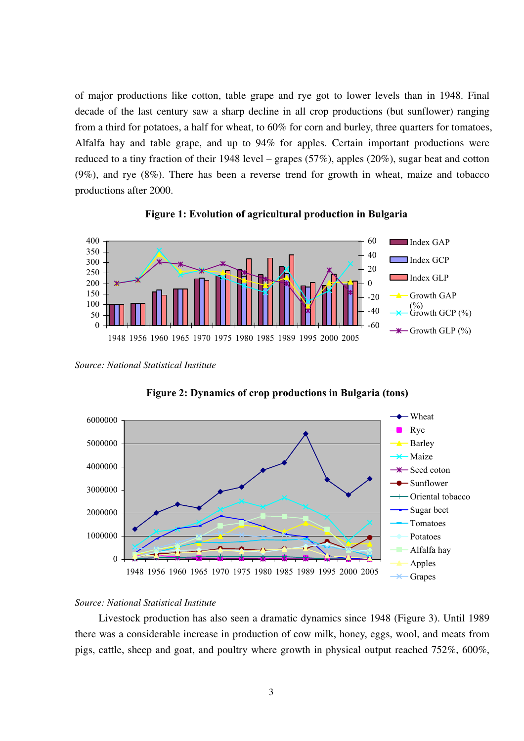of major productions like cotton, table grape and rye got to lower levels than in 1948. Final decade of the last century saw a sharp decline in all crop productions (but sunflower) ranging from a third for potatoes, a half for wheat, to 60% for corn and burley, three quarters for tomatoes, Alfalfa hay and table grape, and up to 94% for apples. Certain important productions were reduced to a tiny fraction of their 1948 level – grapes (57%), apples (20%), sugar beat and cotton (9%), and rye (8%). There has been a reverse trend for growth in wheat, maize and tobacco productions after 2000.

**Figure 1: Evolution of agricultural production in Bulgaria**

*Source: National Statistical Institute*

**Figure 2: Dynamics of crop productions in Bulgaria (tons)**

*Source: National Statistical Institute*

Livestock production has also seen a dramatic dynamics since 1948 (Figure 3). Until 1989 there was a considerable increase in production of cow milk, honey, eggs, wool, and meats from pigs, cattle, sheep and goat, and poultry where growth in physical output reached 752%, 600%,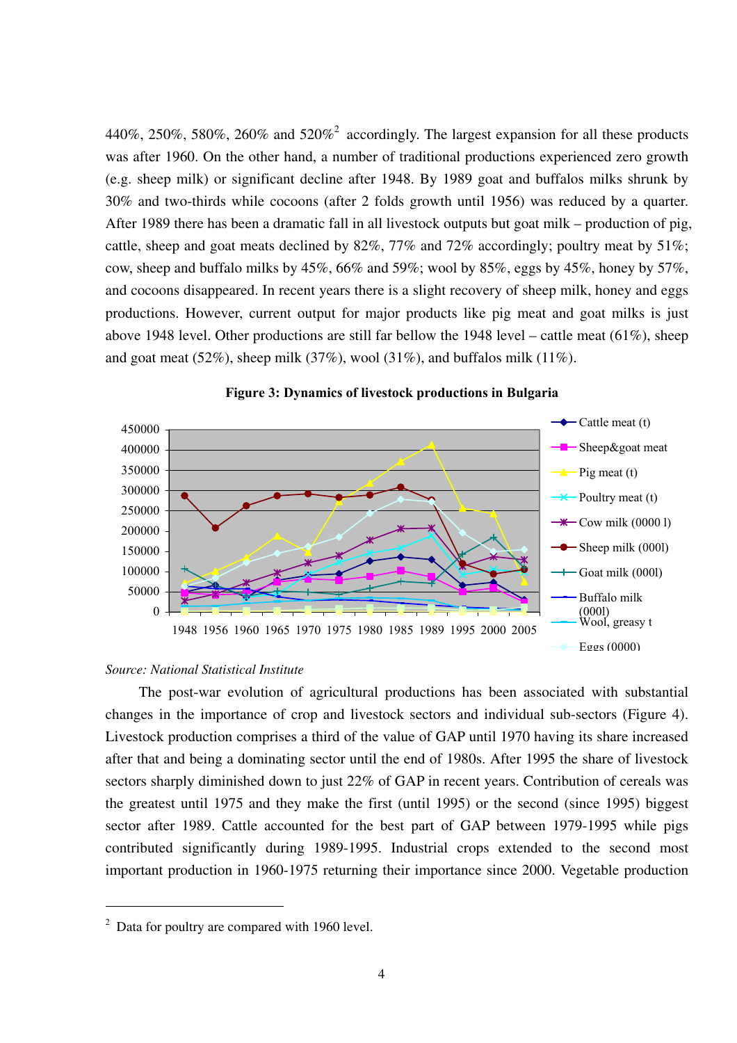440%, 250%, 580%, 260% and 520%[2] accordingly. The largest expansion for all these products was after 1960. On the other hand, a number of traditional productions experienced zero growth (e.g. sheep milk) or significant decline after 1948. By 1989 goat and buffalos milks shrunk by 30% and two-thirds while cocoons (after 2 folds growth until 1956) was reduced by a quarter. After 1989 there has been a dramatic fall in all livestock outputs but goat milk – production of pig, cattle, sheep and goat meats declined by 82%, 77% and 72% accordingly; poultry meat by 51%; cow, sheep and buffalo milks by 45%, 66% and 59%; wool by 85%, eggs by 45%, honey by 57%, and cocoons disappeared. In recent years there is a slight recovery of sheep milk, honey and eggs productions. However, current output for major products like pig meat and goat milks is just above 1948 level. Other productions are still far bellow the 1948 level – cattle meat (61%), sheep and goat meat (52%), sheep milk (37%), wool (31%), and buffalos milk (11%).

**Figure 3: Dynamics of livestock productions in Bulgaria**

*Source: National Statistical Institute*

The post-war evolution of agricultural productions has been associated with substantial changes in the importance of crop and livestock sectors and individual sub-sectors (Figure 4). Livestock production comprises a third of the value of GAP until 1970 having its share increased after that and being a dominating sector until the end of 1980s. After 1995 the share of livestock sectors sharply diminished down to just 22% of GAP in recent years. Contribution of cereals was the greatest until 1975 and they make the first (until 1995) or the second (since 1995) biggest sector after 1989. Cattle accounted for the best part of GAP between 1979-1995 while pigs contributed significantly during 1989-1995. Industrial crops extended to the second most important production in 1960-1975 returning their importance since 2000. Vegetable production

---

[2] Data for poultry are compared with 1960 level.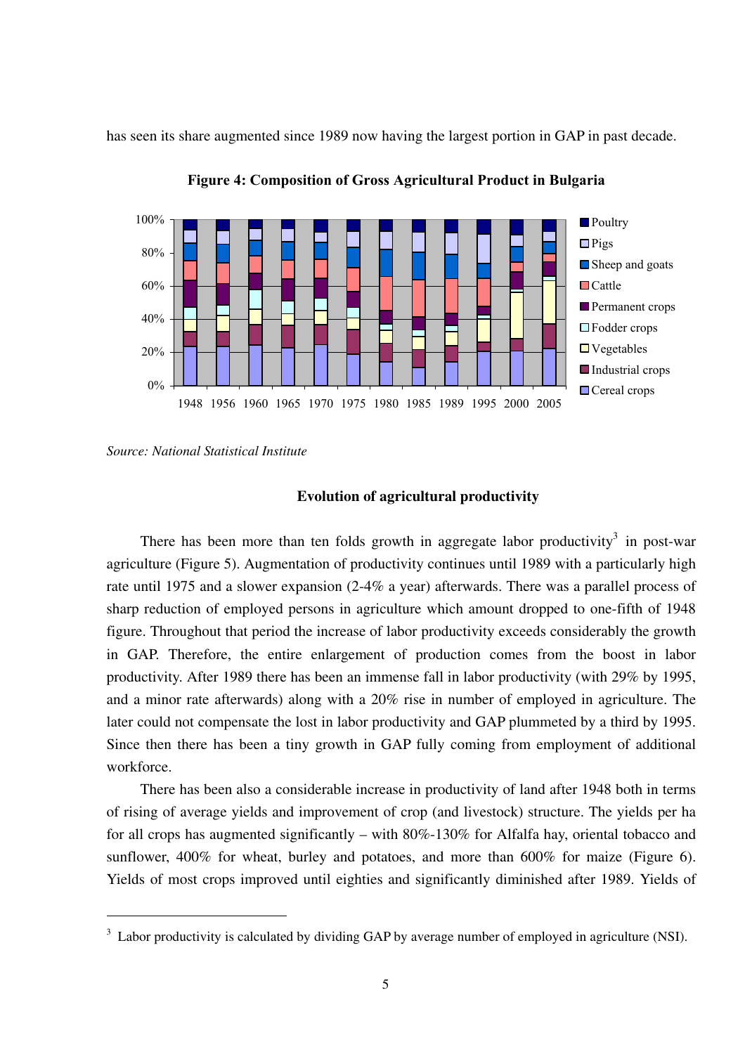has seen its share augmented since 1989 now having the largest portion in GAP in past decade.

**Figure 4: Composition of Gross Agricultural Product in Bulgaria**

*Source: National Statistical Institute*

### Evolution of agricultural productivity

There has been more than ten folds growth in aggregate labor productivity[3] in post-war agriculture (Figure 5). Augmentation of productivity continues until 1989 with a particularly high rate until 1975 and a slower expansion (2-4% a year) afterwards. There was a parallel process of sharp reduction of employed persons in agriculture which amount dropped to one-fifth of 1948 figure. Throughout that period the increase of labor productivity exceeds considerably the growth in GAP. Therefore, the entire enlargement of production comes from the boost in labor productivity. After 1989 there has been an immense fall in labor productivity (with 29% by 1995, and a minor rate afterwards) along with a 20% rise in number of employed in agriculture. The later could not compensate the lost in labor productivity and GAP plummeted by a third by 1995. Since then there has been a tiny growth in GAP fully coming from employment of additional workforce.

There has been also a considerable increase in productivity of land after 1948 both in terms of rising of average yields and improvement of crop (and livestock) structure. The yields per ha for all crops has augmented significantly – with 80%-130% for Alfalfa hay, oriental tobacco and sunflower, 400% for wheat, burley and potatoes, and more than 600% for maize (Figure 6). Yields of most crops improved until eighties and significantly diminished after 1989. Yields of

[3] Labor productivity is calculated by dividing GAP by average number of employed in agriculture (NSI).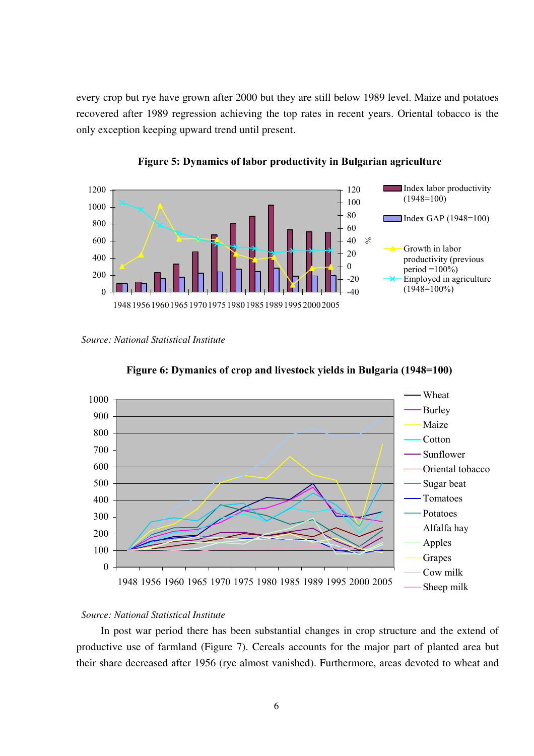every crop but rye have grown after 2000 but they are still below 1989 level. Maize and potatoes recovered after 1989 regression achieving the top rates in recent years. Oriental tobacco is the only exception keeping upward trend until present.

**Figure 5: Dynamics of labor productivity in Bulgarian agriculture**

*Source: National Statistical Institute*

**Figure 6: Dymanics of crop and livestock yields in Bulgaria (1948=100)**

*Source: National Statistical Institute*

In post war period there has been substantial changes in crop structure and the extend of productive use of farmland (Figure 7). Cereals accounts for the major part of planted area but their share decreased after 1956 (rye almost vanished). Furthermore, areas devoted to wheat and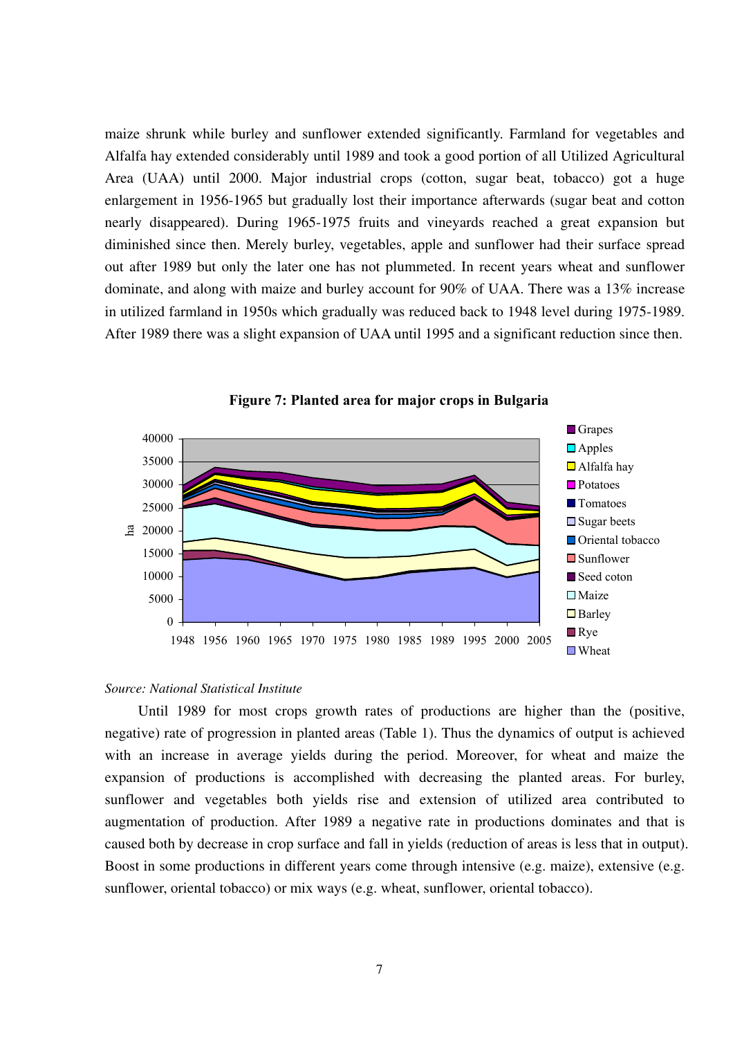maize shrunk while burley and sunflower extended significantly. Farmland for vegetables and Alfalfa hay extended considerably until 1989 and took a good portion of all Utilized Agricultural Area (UAA) until 2000. Major industrial crops (cotton, sugar beat, tobacco) got a huge enlargement in 1956-1965 but gradually lost their importance afterwards (sugar beat and cotton nearly disappeared). During 1965-1975 fruits and vineyards reached a great expansion but diminished since then. Merely burley, vegetables, apple and sunflower had their surface spread out after 1989 but only the later one has not plummeted. In recent years wheat and sunflower dominate, and along with maize and burley account for 90% of UAA. There was a 13% increase in utilized farmland in 1950s which gradually was reduced back to 1948 level during 1975-1989. After 1989 there was a slight expansion of UAA until 1995 and a significant reduction since then.

**Figure 7: Planted area for major crops in Bulgaria**

*Source: National Statistical Institute*

Until 1989 for most crops growth rates of productions are higher than the (positive, negative) rate of progression in planted areas (Table 1). Thus the dynamics of output is achieved with an increase in average yields during the period. Moreover, for wheat and maize the expansion of productions is accomplished with decreasing the planted areas. For burley, sunflower and vegetables both yields rise and extension of utilized area contributed to augmentation of production. After 1989 a negative rate in productions dominates and that is caused both by decrease in crop surface and fall in yields (reduction of areas is less that in output). Boost in some productions in different years come through intensive (e.g. maize), extensive (e.g. sunflower, oriental tobacco) or mix ways (e.g. wheat, sunflower, oriental tobacco).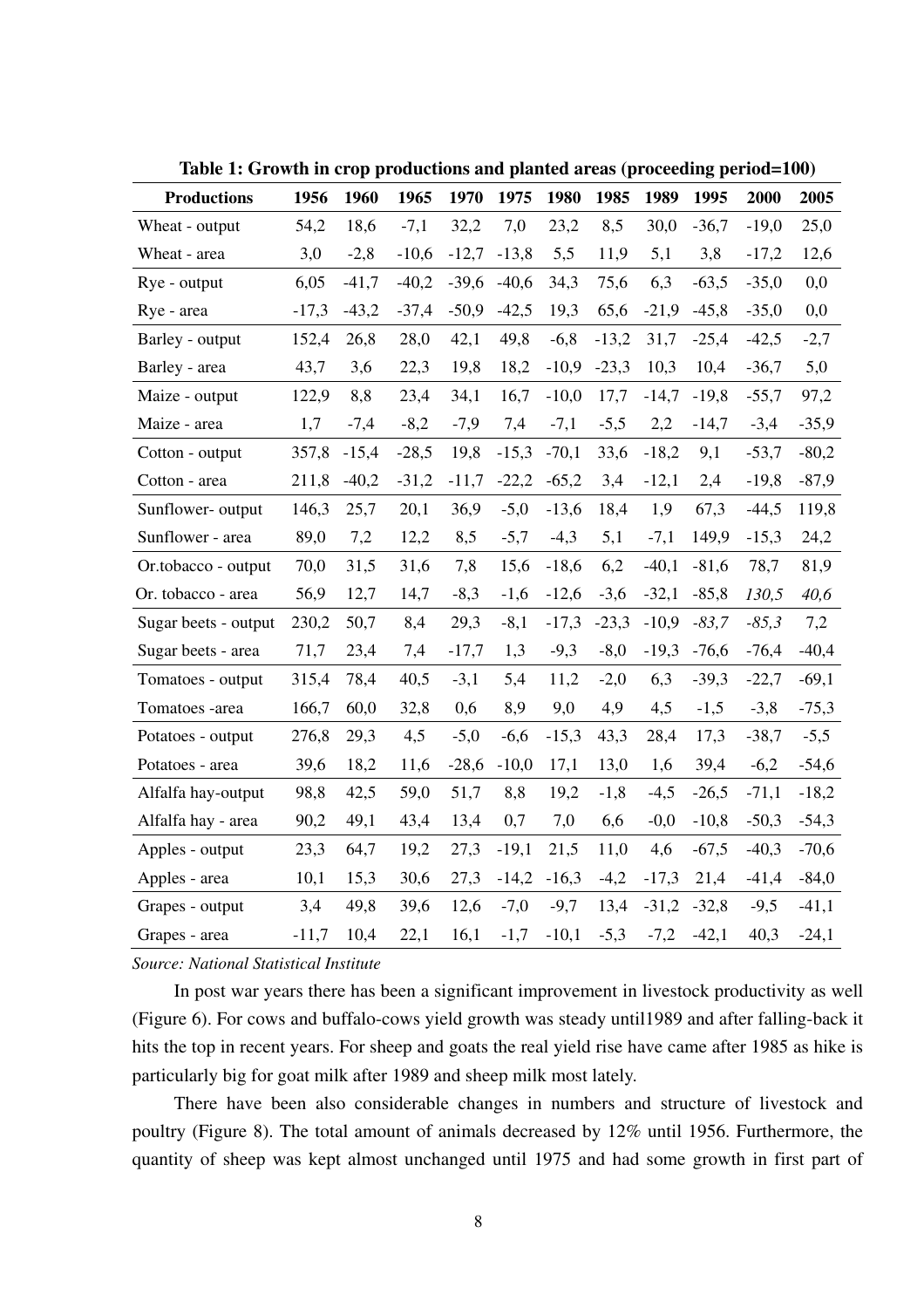**Table 1: Growth in crop productions and planted areas (proceeding period=100)**

| Productions | 1956 | 1960 | 1965 | 1970 | 1975 | 1980 | 1985 | 1989 | 1995 | 2000 | 2005 |
|---|---|---|---|---|---|---|---|---|---|---|---|
| Wheat - output | 54,2 | 18,6 | -7,1 | 32,2 | 7,0 | 23,2 | 8,5 | 30,0 | -36,7 | -19,0 | 25,0 |
| Wheat - area | 3,0 | -2,8 | -10,6 | -12,7 | -13,8 | 5,5 | 11,9 | 5,1 | 3,8 | -17,2 | 12,6 |
| Rye - output | 6,05 | -41,7 | -40,2 | -39,6 | -40,6 | 34,3 | 75,6 | 6,3 | -63,5 | -35,0 | 0,0 |
| Rye - area | -17,3 | -43,2 | -37,4 | -50,9 | -42,5 | 19,3 | 65,6 | -21,9 | -45,8 | -35,0 | 0,0 |
| Barley - output | 152,4 | 26,8 | 28,0 | 42,1 | 49,8 | -6,8 | -13,2 | 31,7 | -25,4 | -42,5 | -2,7 |
| Barley - area | 43,7 | 3,6 | 22,3 | 19,8 | 18,2 | -10,9 | -23,3 | 10,3 | 10,4 | -36,7 | 5,0 |
| Maize - output | 122,9 | 8,8 | 23,4 | 34,1 | 16,7 | -10,0 | 17,7 | -14,7 | -19,8 | -55,7 | 97,2 |
| Maize - area | 1,7 | -7,4 | -8,2 | -7,9 | 7,4 | -7,1 | -5,5 | 2,2 | -14,7 | -3,4 | -35,9 |
| Cotton - output | 357,8 | -15,4 | -28,5 | 19,8 | -15,3 | -70,1 | 33,6 | -18,2 | 9,1 | -53,7 | -80,2 |
| Cotton - area | 211,8 | -40,2 | -31,2 | -11,7 | -22,2 | -65,2 | 3,4 | -12,1 | 2,4 | -19,8 | -87,9 |
| Sunflower- output | 146,3 | 25,7 | 20,1 | 36,9 | -5,0 | -13,6 | 18,4 | 1,9 | 67,3 | -44,5 | 119,8 |
| Sunflower - area | 89,0 | 7,2 | 12,2 | 8,5 | -5,7 | -4,3 | 5,1 | -7,1 | 149,9 | -15,3 | 24,2 |
| Or.tobacco - output | 70,0 | 31,5 | 31,6 | 7,8 | 15,6 | -18,6 | 6,2 | -40,1 | -81,6 | 78,7 | 81,9 |
| Or. tobacco - area | 56,9 | 12,7 | 14,7 | -8,3 | -1,6 | -12,6 | -3,6 | -32,1 | -85,8 | *130,5* | *40,6* |
| Sugar beets - output | 230,2 | 50,7 | 8,4 | 29,3 | -8,1 | -17,3 | -23,3 | -10,9 | *-83,7* | *-85,3* | 7,2 |
| Sugar beets - area | 71,7 | 23,4 | 7,4 | -17,7 | 1,3 | -9,3 | -8,0 | -19,3 | -76,6 | -76,4 | -40,4 |
| Tomatoes - output | 315,4 | 78,4 | 40,5 | -3,1 | 5,4 | 11,2 | -2,0 | 6,3 | -39,3 | -22,7 | -69,1 |
| Tomatoes -area | 166,7 | 60,0 | 32,8 | 0,6 | 8,9 | 9,0 | 4,9 | 4,5 | -1,5 | -3,8 | -75,3 |
| Potatoes - output | 276,8 | 29,3 | 4,5 | -5,0 | -6,6 | -15,3 | 43,3 | 28,4 | 17,3 | -38,7 | -5,5 |
| Potatoes - area | 39,6 | 18,2 | 11,6 | -28,6 | -10,0 | 17,1 | 13,0 | 1,6 | 39,4 | -6,2 | -54,6 |
| Alfalfa hay-output | 98,8 | 42,5 | 59,0 | 51,7 | 8,8 | 19,2 | -1,8 | -4,5 | -26,5 | -71,1 | -18,2 |
| Alfalfa hay - area | 90,2 | 49,1 | 43,4 | 13,4 | 0,7 | 7,0 | 6,6 | -0,0 | -10,8 | -50,3 | -54,3 |
| Apples - output | 23,3 | 64,7 | 19,2 | 27,3 | -19,1 | 21,5 | 11,0 | 4,6 | -67,5 | -40,3 | -70,6 |
| Apples - area | 10,1 | 15,3 | 30,6 | 27,3 | -14,2 | -16,3 | -4,2 | -17,3 | 21,4 | -41,4 | -84,0 |
| Grapes - output | 3,4 | 49,8 | 39,6 | 12,6 | -7,0 | -9,7 | 13,4 | -31,2 | -32,8 | -9,5 | -41,1 |
| Grapes - area | -11,7 | 10,4 | 22,1 | 16,1 | -1,7 | -10,1 | -5,3 | -7,2 | -42,1 | 40,3 | -24,1 |

*Source: National Statistical Institute*

In post war years there has been a significant improvement in livestock productivity as well (Figure 6). For cows and buffalo-cows yield growth was steady until1989 and after falling-back it hits the top in recent years. For sheep and goats the real yield rise have came after 1985 as hike is particularly big for goat milk after 1989 and sheep milk most lately.

There have been also considerable changes in numbers and structure of livestock and poultry (Figure 8). The total amount of animals decreased by 12% until 1956. Furthermore, the quantity of sheep was kept almost unchanged until 1975 and had some growth in first part of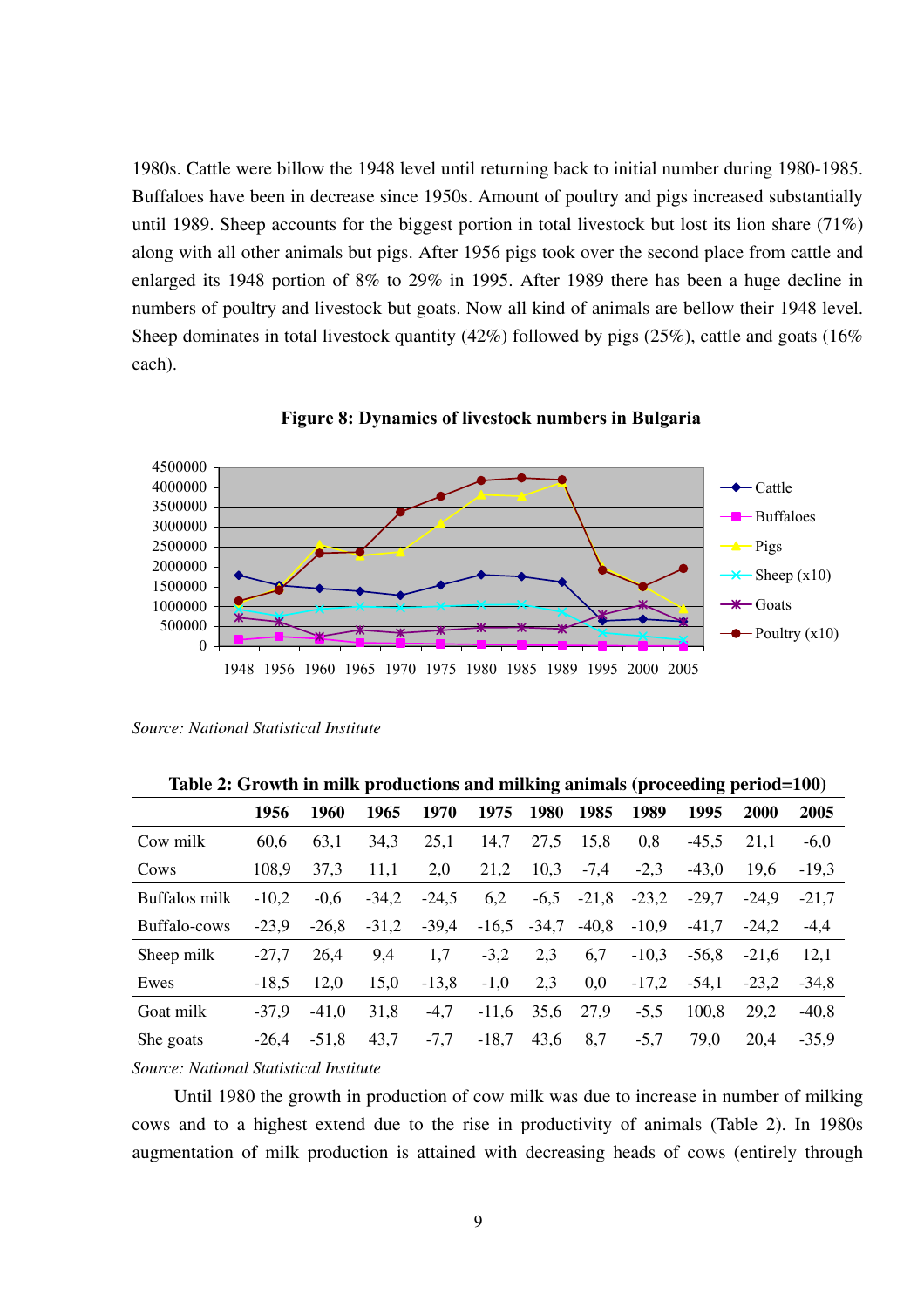1980s. Cattle were billow the 1948 level until returning back to initial number during 1980-1985. Buffaloes have been in decrease since 1950s. Amount of poultry and pigs increased substantially until 1989. Sheep accounts for the biggest portion in total livestock but lost its lion share (71%) along with all other animals but pigs. After 1956 pigs took over the second place from cattle and enlarged its 1948 portion of 8% to 29% in 1995. After 1989 there has been a huge decline in numbers of poultry and livestock but goats. Now all kind of animals are bellow their 1948 level. Sheep dominates in total livestock quantity (42%) followed by pigs (25%), cattle and goats (16% each).

**Figure 8: Dynamics of livestock numbers in Bulgaria**

*Source: National Statistical Institute*

**Table 2: Growth in milk productions and milking animals (proceeding period=100)**

| | 1956 | 1960 | 1965 | 1970 | 1975 | 1980 | 1985 | 1989 | 1995 | 2000 | 2005 |
|---|---|---|---|---|---|---|---|---|---|---|---|
| Cow milk | 60,6 | 63,1 | 34,3 | 25,1 | 14,7 | 27,5 | 15,8 | 0,8 | -45,5 | 21,1 | -6,0 |
| Cows | 108,9 | 37,3 | 11,1 | 2,0 | 21,2 | 10,3 | -7,4 | -2,3 | -43,0 | 19,6 | -19,3 |
| Buffalos milk | -10,2 | -0,6 | -34,2 | -24,5 | 6,2 | -6,5 | -21,8 | -23,2 | -29,7 | -24,9 | -21,7 |
| Buffalo-cows | -23,9 | -26,8 | -31,2 | -39,4 | -16,5 | -34,7 | -40,8 | -10,9 | -41,7 | -24,2 | -4,4 |
| Sheep milk | -27,7 | 26,4 | 9,4 | 1,7 | -3,2 | 2,3 | 6,7 | -10,3 | -56,8 | -21,6 | 12,1 |
| Ewes | -18,5 | 12,0 | 15,0 | -13,8 | -1,0 | 2,3 | 0,0 | -17,2 | -54,1 | -23,2 | -34,8 |
| Goat milk | -37,9 | -41,0 | 31,8 | -4,7 | -11,6 | 35,6 | 27,9 | -5,5 | 100,8 | 29,2 | -40,8 |
| She goats | -26,4 | -51,8 | 43,7 | -7,7 | -18,7 | 43,6 | 8,7 | -5,7 | 79,0 | 20,4 | -35,9 |

*Source: National Statistical Institute*

Until 1980 the growth in production of cow milk was due to increase in number of milking cows and to a highest extend due to the rise in productivity of animals (Table 2). In 1980s augmentation of milk production is attained with decreasing heads of cows (entirely through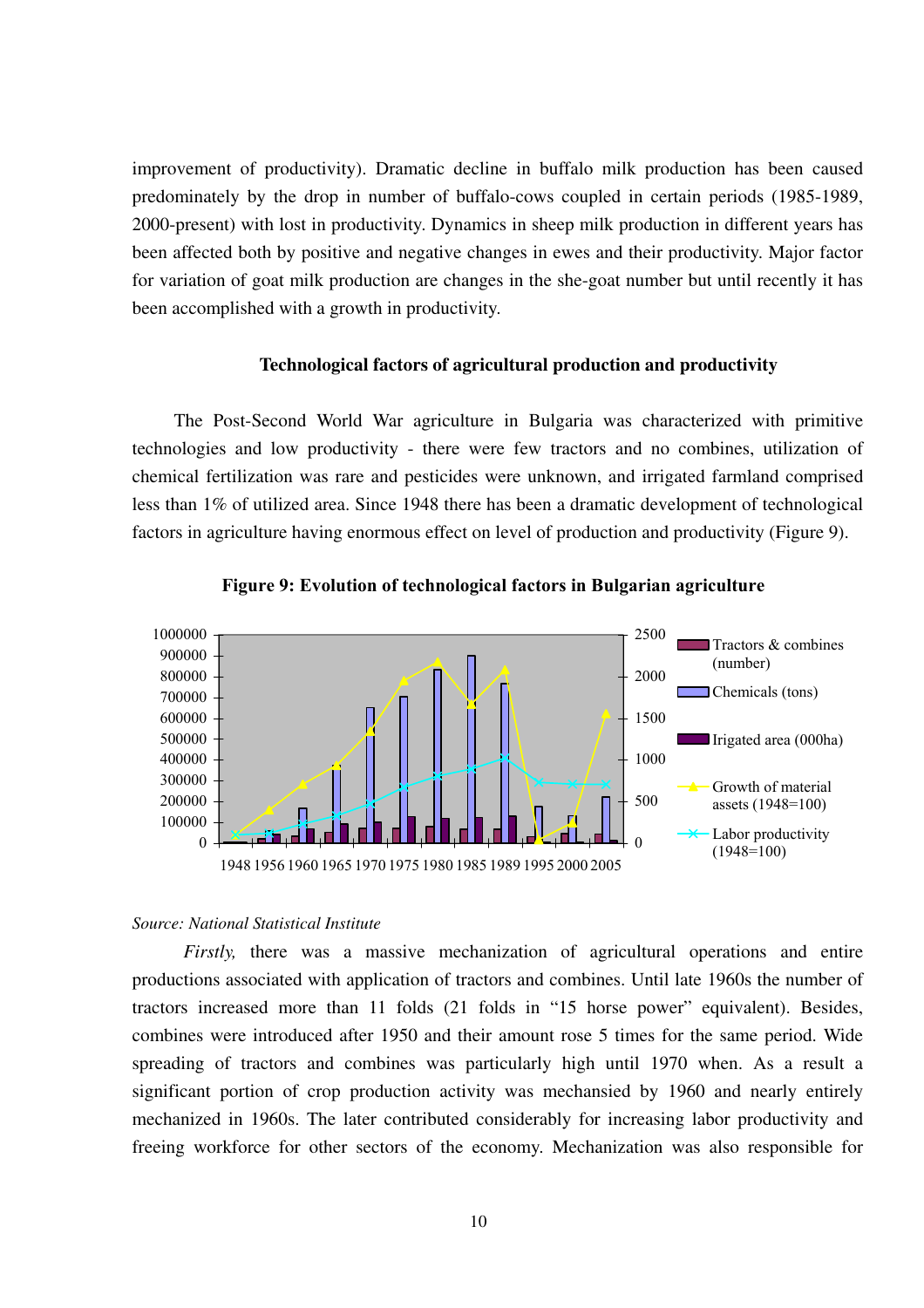improvement of productivity). Dramatic decline in buffalo milk production has been caused predominately by the drop in number of buffalo-cows coupled in certain periods (1985-1989, 2000-present) with lost in productivity. Dynamics in sheep milk production in different years has been affected both by positive and negative changes in ewes and their productivity. Major factor for variation of goat milk production are changes in the she-goat number but until recently it has been accomplished with a growth in productivity.

### Technological factors of agricultural production and productivity

The Post-Second World War agriculture in Bulgaria was characterized with primitive technologies and low productivity - there were few tractors and no combines, utilization of chemical fertilization was rare and pesticides were unknown, and irrigated farmland comprised less than 1% of utilized area. Since 1948 there has been a dramatic development of technological factors in agriculture having enormous effect on level of production and productivity (Figure 9).

**Figure 9: Evolution of technological factors in Bulgarian agriculture**

*Source: National Statistical Institute*

*Firstly,* there was a massive mechanization of agricultural operations and entire productions associated with application of tractors and combines. Until late 1960s the number of tractors increased more than 11 folds (21 folds in "15 horse power" equivalent). Besides, combines were introduced after 1950 and their amount rose 5 times for the same period. Wide spreading of tractors and combines was particularly high until 1970 when. As a result a significant portion of crop production activity was mechansied by 1960 and nearly entirely mechanized in 1960s. The later contributed considerably for increasing labor productivity and freeing workforce for other sectors of the economy. Mechanization was also responsible for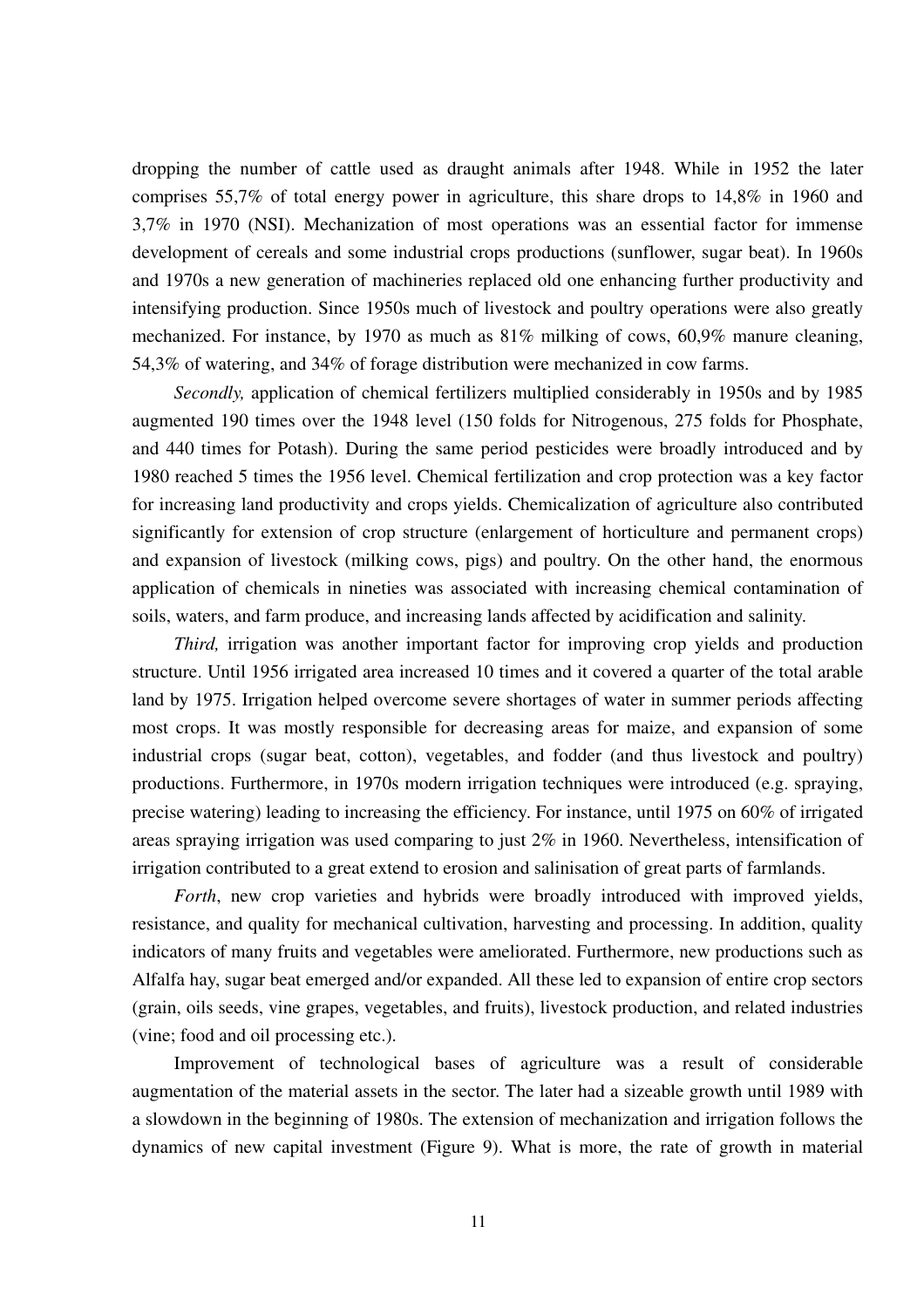dropping the number of cattle used as draught animals after 1948. While in 1952 the later comprises 55,7% of total energy power in agriculture, this share drops to 14,8% in 1960 and 3,7% in 1970 (NSI). Mechanization of most operations was an essential factor for immense development of cereals and some industrial crops productions (sunflower, sugar beat). In 1960s and 1970s a new generation of machineries replaced old one enhancing further productivity and intensifying production. Since 1950s much of livestock and poultry operations were also greatly mechanized. For instance, by 1970 as much as 81% milking of cows, 60,9% manure cleaning, 54,3% of watering, and 34% of forage distribution were mechanized in cow farms.

*Secondly,* application of chemical fertilizers multiplied considerably in 1950s and by 1985 augmented 190 times over the 1948 level (150 folds for Nitrogenous, 275 folds for Phosphate, and 440 times for Potash). During the same period pesticides were broadly introduced and by 1980 reached 5 times the 1956 level. Chemical fertilization and crop protection was a key factor for increasing land productivity and crops yields. Chemicalization of agriculture also contributed significantly for extension of crop structure (enlargement of horticulture and permanent crops) and expansion of livestock (milking cows, pigs) and poultry. On the other hand, the enormous application of chemicals in nineties was associated with increasing chemical contamination of soils, waters, and farm produce, and increasing lands affected by acidification and salinity.

*Third,* irrigation was another important factor for improving crop yields and production structure. Until 1956 irrigated area increased 10 times and it covered a quarter of the total arable land by 1975. Irrigation helped overcome severe shortages of water in summer periods affecting most crops. It was mostly responsible for decreasing areas for maize, and expansion of some industrial crops (sugar beat, cotton), vegetables, and fodder (and thus livestock and poultry) productions. Furthermore, in 1970s modern irrigation techniques were introduced (e.g. spraying, precise watering) leading to increasing the efficiency. For instance, until 1975 on 60% of irrigated areas spraying irrigation was used comparing to just 2% in 1960. Nevertheless, intensification of irrigation contributed to a great extend to erosion and salinisation of great parts of farmlands.

*Forth*, new crop varieties and hybrids were broadly introduced with improved yields, resistance, and quality for mechanical cultivation, harvesting and processing. In addition, quality indicators of many fruits and vegetables were ameliorated. Furthermore, new productions such as Alfalfa hay, sugar beat emerged and/or expanded. All these led to expansion of entire crop sectors (grain, oils seeds, vine grapes, vegetables, and fruits), livestock production, and related industries (vine; food and oil processing etc.).

Improvement of technological bases of agriculture was a result of considerable augmentation of the material assets in the sector. The later had a sizeable growth until 1989 with a slowdown in the beginning of 1980s. The extension of mechanization and irrigation follows the dynamics of new capital investment (Figure 9). What is more, the rate of growth in material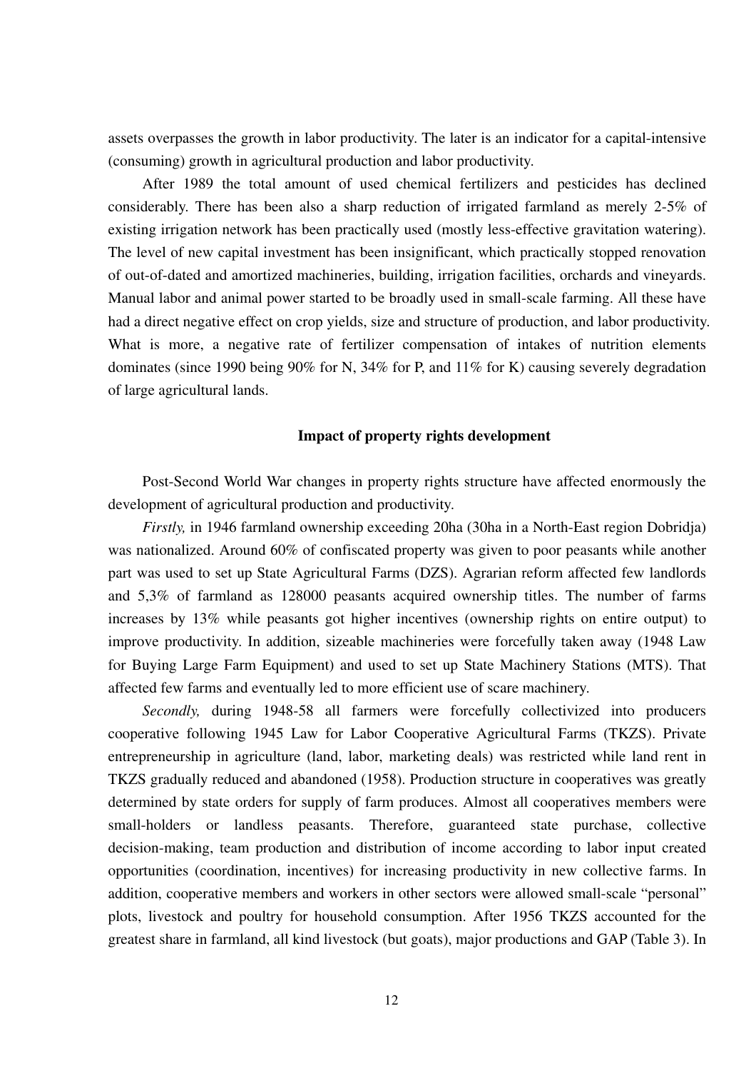assets overpasses the growth in labor productivity. The later is an indicator for a capital-intensive (consuming) growth in agricultural production and labor productivity.

After 1989 the total amount of used chemical fertilizers and pesticides has declined considerably. There has been also a sharp reduction of irrigated farmland as merely 2-5% of existing irrigation network has been practically used (mostly less-effective gravitation watering). The level of new capital investment has been insignificant, which practically stopped renovation of out-of-dated and amortized machineries, building, irrigation facilities, orchards and vineyards. Manual labor and animal power started to be broadly used in small-scale farming. All these have had a direct negative effect on crop yields, size and structure of production, and labor productivity. What is more, a negative rate of fertilizer compensation of intakes of nutrition elements dominates (since 1990 being 90% for N, 34% for P, and 11% for K) causing severely degradation of large agricultural lands.

### Impact of property rights development

Post-Second World War changes in property rights structure have affected enormously the development of agricultural production and productivity.

*Firstly,* in 1946 farmland ownership exceeding 20ha (30ha in a North-East region Dobridja) was nationalized. Around 60% of confiscated property was given to poor peasants while another part was used to set up State Agricultural Farms (DZS). Agrarian reform affected few landlords and 5,3% of farmland as 128000 peasants acquired ownership titles. The number of farms increases by 13% while peasants got higher incentives (ownership rights on entire output) to improve productivity. In addition, sizeable machineries were forcefully taken away (1948 Law for Buying Large Farm Equipment) and used to set up State Machinery Stations (MTS). That affected few farms and eventually led to more efficient use of scare machinery.

*Secondly,* during 1948-58 all farmers were forcefully collectivized into producers cooperative following 1945 Law for Labor Cooperative Agricultural Farms (TKZS). Private entrepreneurship in agriculture (land, labor, marketing deals) was restricted while land rent in TKZS gradually reduced and abandoned (1958). Production structure in cooperatives was greatly determined by state orders for supply of farm produces. Almost all cooperatives members were small-holders or landless peasants. Therefore, guaranteed state purchase, collective decision-making, team production and distribution of income according to labor input created opportunities (coordination, incentives) for increasing productivity in new collective farms. In addition, cooperative members and workers in other sectors were allowed small-scale "personal" plots, livestock and poultry for household consumption. After 1956 TKZS accounted for the greatest share in farmland, all kind livestock (but goats), major productions and GAP (Table 3). In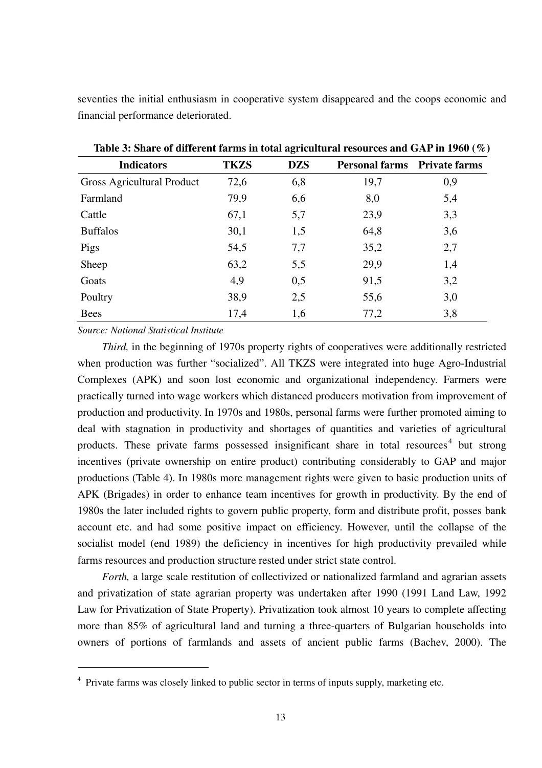seventies the initial enthusiasm in cooperative system disappeared and the coops economic and financial performance deteriorated.

**Table 3: Share of different farms in total agricultural resources and GAP in 1960 (%)**

| Indicators | TKZS | DZS | Personal farms | Private farms |
|---|---|---|---|---|
| Gross Agricultural Product | 72,6 | 6,8 | 19,7 | 0,9 |
| Farmland | 79,9 | 6,6 | 8,0 | 5,4 |
| Cattle | 67,1 | 5,7 | 23,9 | 3,3 |
| Buffalos | 30,1 | 1,5 | 64,8 | 3,6 |
| Pigs | 54,5 | 7,7 | 35,2 | 2,7 |
| Sheep | 63,2 | 5,5 | 29,9 | 1,4 |
| Goats | 4,9 | 0,5 | 91,5 | 3,2 |
| Poultry | 38,9 | 2,5 | 55,6 | 3,0 |
| Bees | 17,4 | 1,6 | 77,2 | 3,8 |

*Source: National Statistical Institute*

*Third,* in the beginning of 1970s property rights of cooperatives were additionally restricted when production was further "socialized". All TKZS were integrated into huge Agro-Industrial Complexes (APK) and soon lost economic and organizational independency. Farmers were practically turned into wage workers which distanced producers motivation from improvement of production and productivity. In 1970s and 1980s, personal farms were further promoted aiming to deal with stagnation in productivity and shortages of quantities and varieties of agricultural products. These private farms possessed insignificant share in total resources[4] but strong incentives (private ownership on entire product) contributing considerably to GAP and major productions (Table 4). In 1980s more management rights were given to basic production units of APK (Brigades) in order to enhance team incentives for growth in productivity. By the end of 1980s the later included rights to govern public property, form and distribute profit, posses bank account etc. and had some positive impact on efficiency. However, until the collapse of the socialist model (end 1989) the deficiency in incentives for high productivity prevailed while farms resources and production structure rested under strict state control.

*Forth,* a large scale restitution of collectivized or nationalized farmland and agrarian assets and privatization of state agrarian property was undertaken after 1990 (1991 Land Law, 1992 Law for Privatization of State Property). Privatization took almost 10 years to complete affecting more than 85% of agricultural land and turning a three-quarters of Bulgarian households into owners of portions of farmlands and assets of ancient public farms (Bachev, 2000). The

[4] Private farms was closely linked to public sector in terms of inputs supply, marketing etc.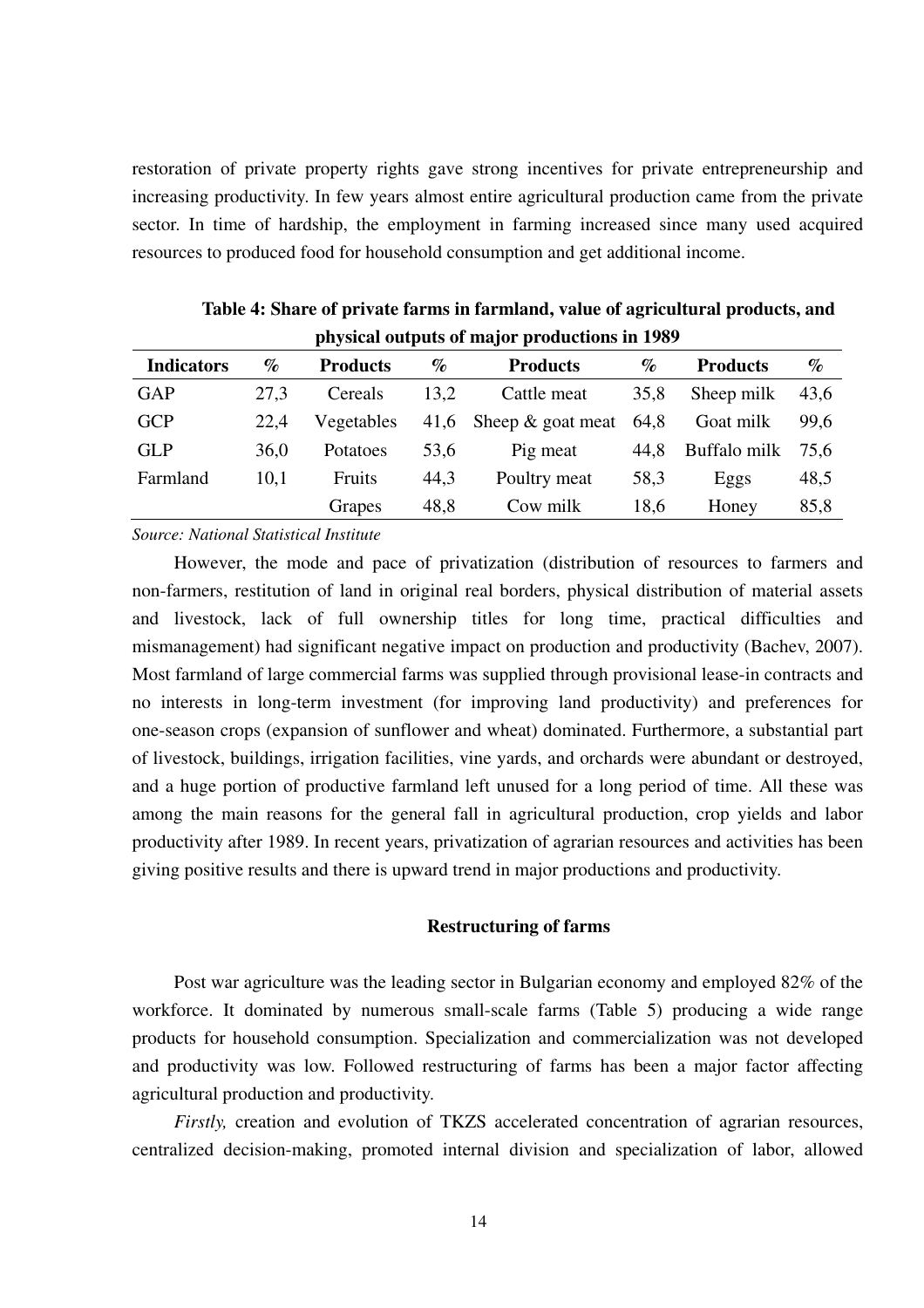restoration of private property rights gave strong incentives for private entrepreneurship and increasing productivity. In few years almost entire agricultural production came from the private sector. In time of hardship, the employment in farming increased since many used acquired resources to produced food for household consumption and get additional income.

**Table 4: Share of private farms in farmland, value of agricultural products, and physical outputs of major productions in 1989**

| Indicators | % | Products | % | Products | % | Products | % |
|---|---|---|---|---|---|---|---|
| GAP | 27,3 | Cereals | 13,2 | Cattle meat | 35,8 | Sheep milk | 43,6 |
| GCP | 22,4 | Vegetables | 41,6 | Sheep & goat meat | 64,8 | Goat milk | 99,6 |
| GLP | 36,0 | Potatoes | 53,6 | Pig meat | 44,8 | Buffalo milk | 75,6 |
| Farmland | 10,1 | Fruits | 44,3 | Poultry meat | 58,3 | Eggs | 48,5 |
| | | Grapes | 48,8 | Cow milk | 18,6 | Honey | 85,8 |

*Source: National Statistical Institute*

However, the mode and pace of privatization (distribution of resources to farmers and non-farmers, restitution of land in original real borders, physical distribution of material assets and livestock, lack of full ownership titles for long time, practical difficulties and mismanagement) had significant negative impact on production and productivity (Bachev, 2007). Most farmland of large commercial farms was supplied through provisional lease-in contracts and no interests in long-term investment (for improving land productivity) and preferences for one-season crops (expansion of sunflower and wheat) dominated. Furthermore, a substantial part of livestock, buildings, irrigation facilities, vine yards, and orchards were abundant or destroyed, and a huge portion of productive farmland left unused for a long period of time. All these was among the main reasons for the general fall in agricultural production, crop yields and labor productivity after 1989. In recent years, privatization of agrarian resources and activities has been giving positive results and there is upward trend in major productions and productivity.

## Restructuring of farms

Post war agriculture was the leading sector in Bulgarian economy and employed 82% of the workforce. It dominated by numerous small-scale farms (Table 5) producing a wide range products for household consumption. Specialization and commercialization was not developed and productivity was low. Followed restructuring of farms has been a major factor affecting agricultural production and productivity.

*Firstly,* creation and evolution of TKZS accelerated concentration of agrarian resources, centralized decision-making, promoted internal division and specialization of labor, allowed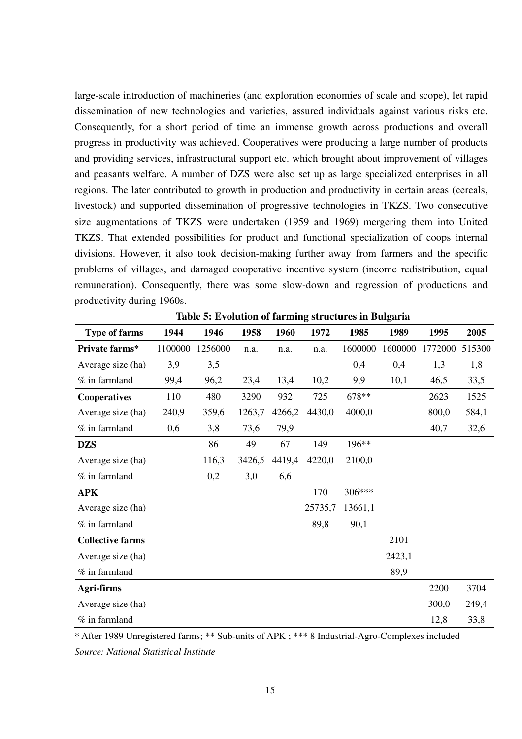large-scale introduction of machineries (and exploration economies of scale and scope), let rapid dissemination of new technologies and varieties, assured individuals against various risks etc. Consequently, for a short period of time an immense growth across productions and overall progress in productivity was achieved. Cooperatives were producing a large number of products and providing services, infrastructural support etc. which brought about improvement of villages and peasants welfare. A number of DZS were also set up as large specialized enterprises in all regions. The later contributed to growth in production and productivity in certain areas (cereals, livestock) and supported dissemination of progressive technologies in TKZS. Two consecutive size augmentations of TKZS were undertaken (1959 and 1969) mergering them into United TKZS. That extended possibilities for product and functional specialization of coops internal divisions. However, it also took decision-making further away from farmers and the specific problems of villages, and damaged cooperative incentive system (income redistribution, equal remuneration). Consequently, there was some slow-down and regression of productions and productivity during 1960s.

**Table 5: Evolution of farming structures in Bulgaria**

| Type of farms | 1944 | 1946 | 1958 | 1960 | 1972 | 1985 | 1989 | 1995 | 2005 |
|---|---|---|---|---|---|---|---|---|---|
| **Private farms*** | 1100000 | 1256000 | n.a. | n.a. | n.a. | 1600000 | 1600000 | 1772000 | 515300 |
| Average size (ha) | 3,9 | 3,5 | | | | 0,4 | 0,4 | 1,3 | 1,8 |
| % in farmland | 99,4 | 96,2 | 23,4 | 13,4 | 10,2 | 9,9 | 10,1 | 46,5 | 33,5 |
| **Cooperatives** | 110 | 480 | 3290 | 932 | 725 | 678** | | 2623 | 1525 |
| Average size (ha) | 240,9 | 359,6 | 1263,7 | 4266,2 | 4430,0 | 4000,0 | | 800,0 | 584,1 |
| % in farmland | 0,6 | 3,8 | 73,6 | 79,9 | | | | 40,7 | 32,6 |
| **DZS** | | 86 | 49 | 67 | 149 | 196** | | | |
| Average size (ha) | | 116,3 | 3426,5 | 4419,4 | 4220,0 | 2100,0 | | | |
| % in farmland | | 0,2 | 3,0 | 6,6 | | | | | |
| **APK** | | | | | 170 | 306*** | | | |
| Average size (ha) | | | | | 25735,7 | 13661,1 | | | |
| % in farmland | | | | | 89,8 | 90,1 | | | |
| **Collective farms** | | | | | | | 2101 | | |
| Average size (ha) | | | | | | | 2423,1 | | |
| % in farmland | | | | | | | 89,9 | | |
| **Agri-firms** | | | | | | | | 2200 | 3704 |
| Average size (ha) | | | | | | | | 300,0 | 249,4 |
| % in farmland | | | | | | | | 12,8 | 33,8 |

* After 1989 Unregistered farms; ** Sub-units of APK ; *** 8 Industrial-Agro-Complexes included

*Source: National Statistical Institute*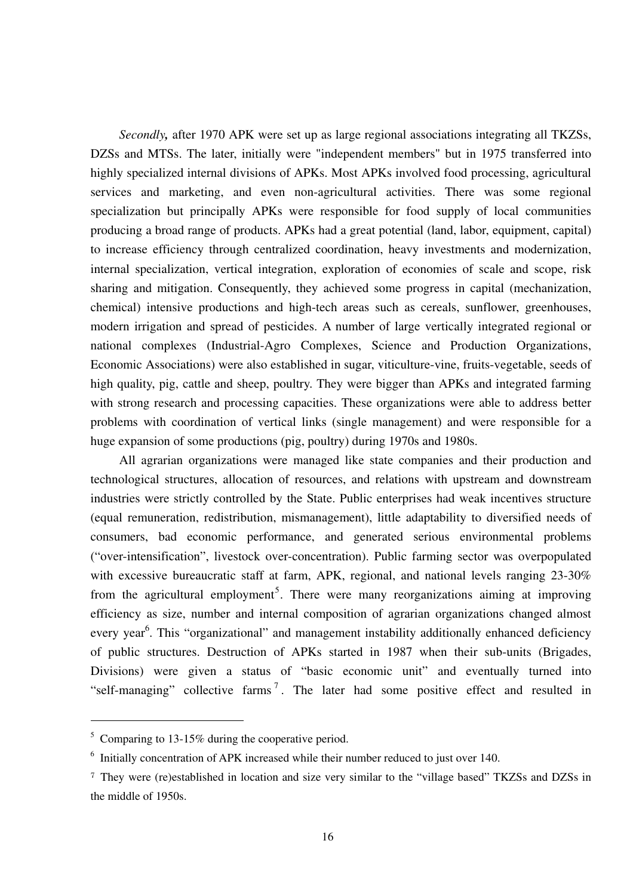*Secondly,* after 1970 APK were set up as large regional associations integrating all TKZSs, DZSs and MTSs. The later, initially were "independent members" but in 1975 transferred into highly specialized internal divisions of APKs. Most APKs involved food processing, agricultural services and marketing, and even non-agricultural activities. There was some regional specialization but principally APKs were responsible for food supply of local communities producing a broad range of products. APKs had a great potential (land, labor, equipment, capital) to increase efficiency through centralized coordination, heavy investments and modernization, internal specialization, vertical integration, exploration of economies of scale and scope, risk sharing and mitigation. Consequently, they achieved some progress in capital (mechanization, chemical) intensive productions and high-tech areas such as cereals, sunflower, greenhouses, modern irrigation and spread of pesticides. A number of large vertically integrated regional or national complexes (Industrial-Agro Complexes, Science and Production Organizations, Economic Associations) were also established in sugar, viticulture-vine, fruits-vegetable, seeds of high quality, pig, cattle and sheep, poultry. They were bigger than APKs and integrated farming with strong research and processing capacities. These organizations were able to address better problems with coordination of vertical links (single management) and were responsible for a huge expansion of some productions (pig, poultry) during 1970s and 1980s.

All agrarian organizations were managed like state companies and their production and technological structures, allocation of resources, and relations with upstream and downstream industries were strictly controlled by the State. Public enterprises had weak incentives structure (equal remuneration, redistribution, mismanagement), little adaptability to diversified needs of consumers, bad economic performance, and generated serious environmental problems ("over-intensification", livestock over-concentration). Public farming sector was overpopulated with excessive bureaucratic staff at farm, APK, regional, and national levels ranging 23-30% from the agricultural employment[5]. There were many reorganizations aiming at improving efficiency as size, number and internal composition of agrarian organizations changed almost every year[6]. This "organizational" and management instability additionally enhanced deficiency of public structures. Destruction of APKs started in 1987 when their sub-units (Brigades, Divisions) were given a status of "basic economic unit" and eventually turned into "self-managing" collective farms[7]. The later had some positive effect and resulted in

[5] Comparing to 13-15% during the cooperative period.

[6] Initially concentration of APK increased while their number reduced to just over 140.

[7] They were (re)established in location and size very similar to the "village based" TKZSs and DZSs in the middle of 1950s.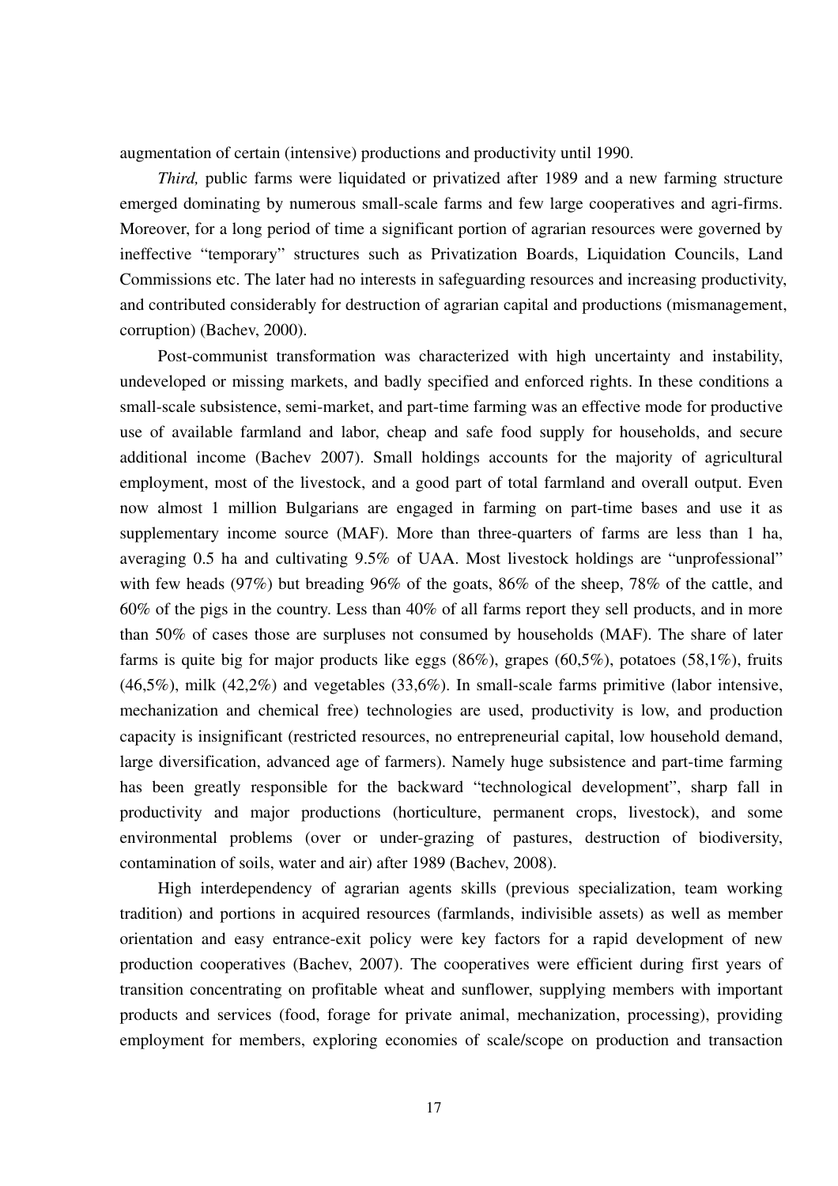augmentation of certain (intensive) productions and productivity until 1990.

*Third,* public farms were liquidated or privatized after 1989 and a new farming structure emerged dominating by numerous small-scale farms and few large cooperatives and agri-firms. Moreover, for a long period of time a significant portion of agrarian resources were governed by ineffective "temporary" structures such as Privatization Boards, Liquidation Councils, Land Commissions etc. The later had no interests in safeguarding resources and increasing productivity, and contributed considerably for destruction of agrarian capital and productions (mismanagement, corruption) (Bachev, 2000).

Post-communist transformation was characterized with high uncertainty and instability, undeveloped or missing markets, and badly specified and enforced rights. In these conditions a small-scale subsistence, semi-market, and part-time farming was an effective mode for productive use of available farmland and labor, cheap and safe food supply for households, and secure additional income (Bachev 2007). Small holdings accounts for the majority of agricultural employment, most of the livestock, and a good part of total farmland and overall output. Even now almost 1 million Bulgarians are engaged in farming on part-time bases and use it as supplementary income source (MAF). More than three-quarters of farms are less than 1 ha, averaging 0.5 ha and cultivating 9.5% of UAA. Most livestock holdings are "unprofessional" with few heads (97%) but breading 96% of the goats, 86% of the sheep, 78% of the cattle, and 60% of the pigs in the country. Less than 40% of all farms report they sell products, and in more than 50% of cases those are surpluses not consumed by households (MAF). The share of later farms is quite big for major products like eggs (86%), grapes (60,5%), potatoes (58,1%), fruits (46,5%), milk (42,2%) and vegetables (33,6%). In small-scale farms primitive (labor intensive, mechanization and chemical free) technologies are used, productivity is low, and production capacity is insignificant (restricted resources, no entrepreneurial capital, low household demand, large diversification, advanced age of farmers). Namely huge subsistence and part-time farming has been greatly responsible for the backward "technological development", sharp fall in productivity and major productions (horticulture, permanent crops, livestock), and some environmental problems (over or under-grazing of pastures, destruction of biodiversity, contamination of soils, water and air) after 1989 (Bachev, 2008).

High interdependency of agrarian agents skills (previous specialization, team working tradition) and portions in acquired resources (farmlands, indivisible assets) as well as member orientation and easy entrance-exit policy were key factors for a rapid development of new production cooperatives (Bachev, 2007). The cooperatives were efficient during first years of transition concentrating on profitable wheat and sunflower, supplying members with important products and services (food, forage for private animal, mechanization, processing), providing employment for members, exploring economies of scale/scope on production and transaction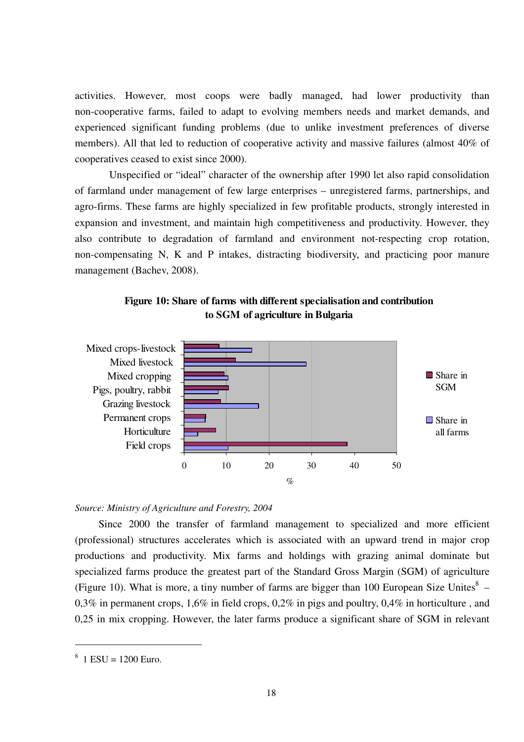activities. However, most coops were badly managed, had lower productivity than non-cooperative farms, failed to adapt to evolving members needs and market demands, and experienced significant funding problems (due to unlike investment preferences of diverse members). All that led to reduction of cooperative activity and massive failures (almost 40% of cooperatives ceased to exist since 2000).

Unspecified or "ideal" character of the ownership after 1990 let also rapid consolidation of farmland under management of few large enterprises – unregistered farms, partnerships, and agro-firms. These farms are highly specialized in few profitable products, strongly interested in expansion and investment, and maintain high competitiveness and productivity. However, they also contribute to degradation of farmland and environment not-respecting crop rotation, non-compensating N, K and P intakes, distracting biodiversity, and practicing poor manure management (Bachev, 2008).

**Figure 10: Share of farms with different specialisation and contribution to SGM of agriculture in Bulgaria**

*Source: Ministry of Agriculture and Forestry, 2004*

Since 2000 the transfer of farmland management to specialized and more efficient (professional) structures accelerates which is associated with an upward trend in major crop productions and productivity. Mix farms and holdings with grazing animal dominate but specialized farms produce the greatest part of the Standard Gross Margin (SGM) of agriculture (Figure 10). What is more, a tiny number of farms are bigger than 100 European Size Unites[8] – 0,3% in permanent crops, 1,6% in field crops, 0,2% in pigs and poultry, 0,4% in horticulture , and 0,25 in mix cropping. However, the later farms produce a significant share of SGM in relevant

[8] 1 ESU = 1200 Euro.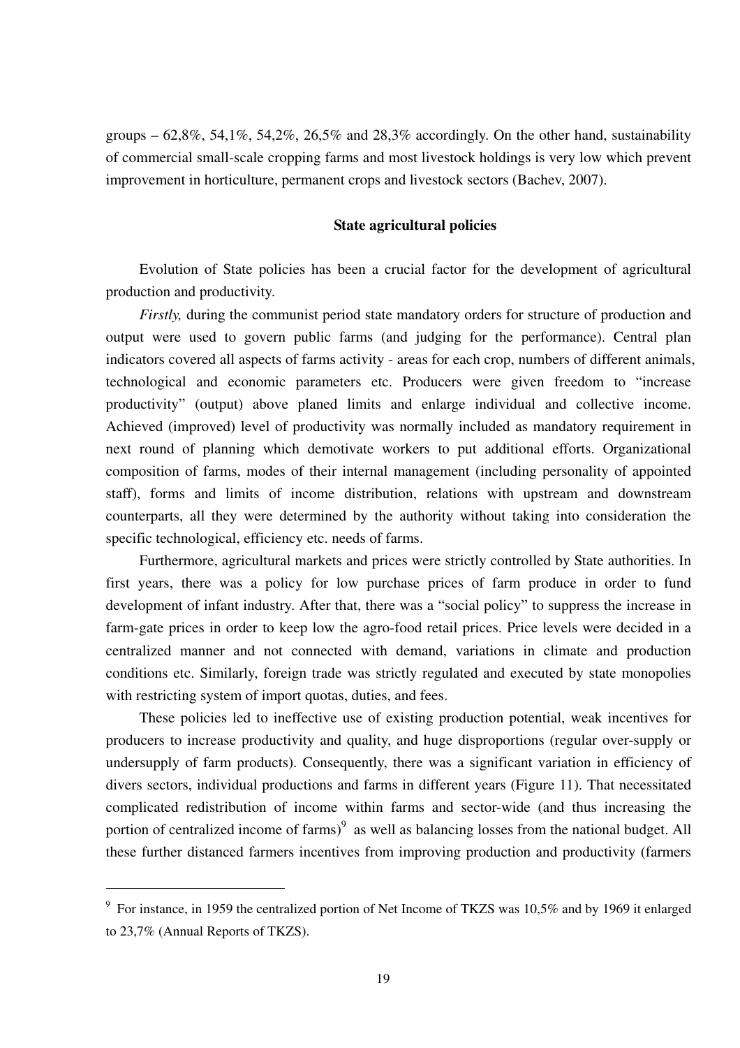groups – 62,8%, 54,1%, 54,2%, 26,5% and 28,3% accordingly. On the other hand, sustainability of commercial small-scale cropping farms and most livestock holdings is very low which prevent improvement in horticulture, permanent crops and livestock sectors (Bachev, 2007).

### State agricultural policies

Evolution of State policies has been a crucial factor for the development of agricultural production and productivity.

*Firstly,* during the communist period state mandatory orders for structure of production and output were used to govern public farms (and judging for the performance). Central plan indicators covered all aspects of farms activity - areas for each crop, numbers of different animals, technological and economic parameters etc. Producers were given freedom to "increase productivity" (output) above planed limits and enlarge individual and collective income. Achieved (improved) level of productivity was normally included as mandatory requirement in next round of planning which demotivate workers to put additional efforts. Organizational composition of farms, modes of their internal management (including personality of appointed staff), forms and limits of income distribution, relations with upstream and downstream counterparts, all they were determined by the authority without taking into consideration the specific technological, efficiency etc. needs of farms.

Furthermore, agricultural markets and prices were strictly controlled by State authorities. In first years, there was a policy for low purchase prices of farm produce in order to fund development of infant industry. After that, there was a "social policy" to suppress the increase in farm-gate prices in order to keep low the agro-food retail prices. Price levels were decided in a centralized manner and not connected with demand, variations in climate and production conditions etc. Similarly, foreign trade was strictly regulated and executed by state monopolies with restricting system of import quotas, duties, and fees.

These policies led to ineffective use of existing production potential, weak incentives for producers to increase productivity and quality, and huge disproportions (regular over-supply or undersupply of farm products). Consequently, there was a significant variation in efficiency of divers sectors, individual productions and farms in different years (Figure 11). That necessitated complicated redistribution of income within farms and sector-wide (and thus increasing the portion of centralized income of farms)[9] as well as balancing losses from the national budget. All these further distanced farmers incentives from improving production and productivity (farmers

[9] For instance, in 1959 the centralized portion of Net Income of TKZS was 10,5% and by 1969 it enlarged to 23,7% (Annual Reports of TKZS).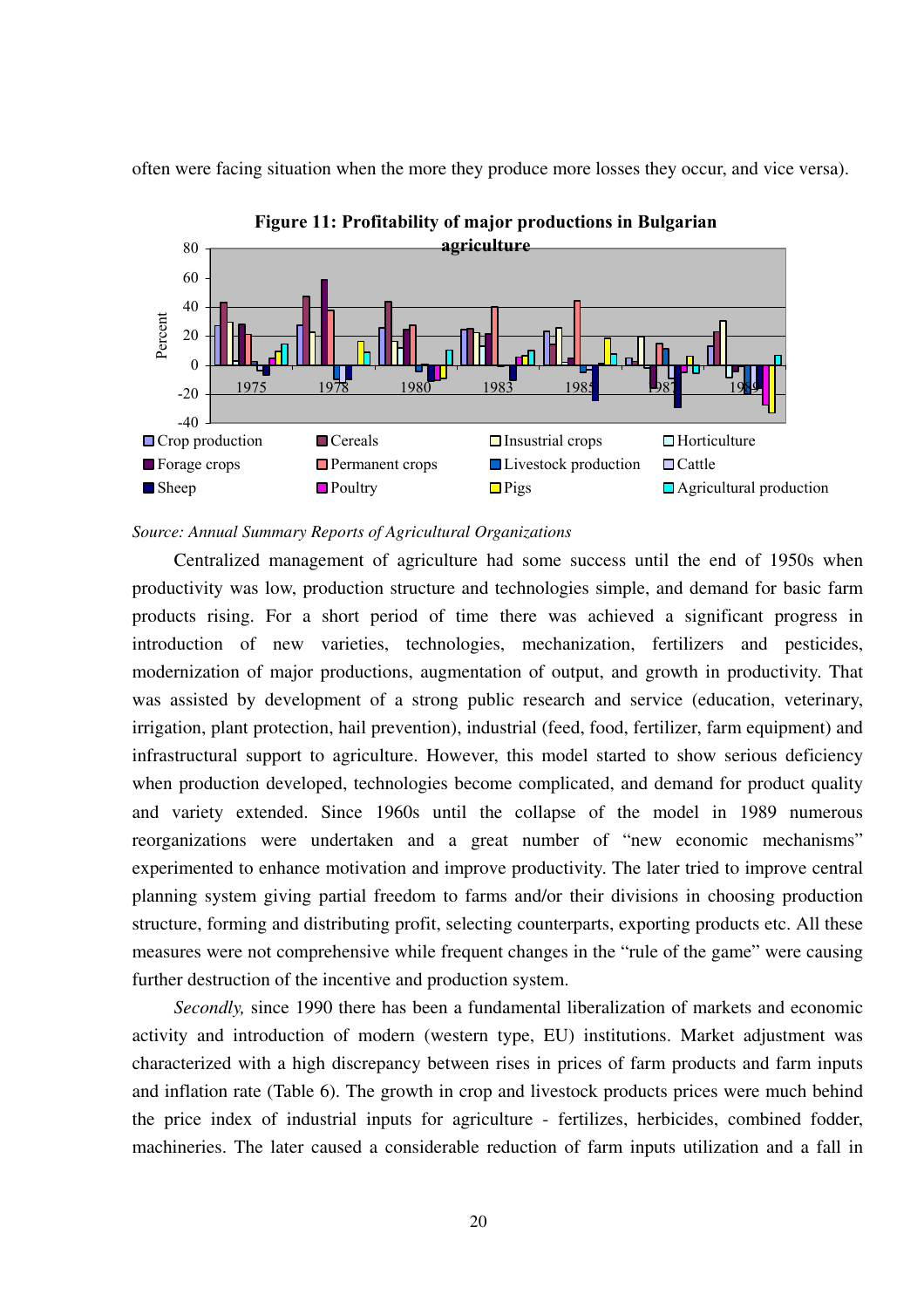often were facing situation when the more they produce more losses they occur, and vice versa).

**Figure 11: Profitability of major productions in Bulgarian agriculture**

*Source: Annual Summary Reports of Agricultural Organizations*

Centralized management of agriculture had some success until the end of 1950s when productivity was low, production structure and technologies simple, and demand for basic farm products rising. For a short period of time there was achieved a significant progress in introduction of new varieties, technologies, mechanization, fertilizers and pesticides, modernization of major productions, augmentation of output, and growth in productivity. That was assisted by development of a strong public research and service (education, veterinary, irrigation, plant protection, hail prevention), industrial (feed, food, fertilizer, farm equipment) and infrastructural support to agriculture. However, this model started to show serious deficiency when production developed, technologies become complicated, and demand for product quality and variety extended. Since 1960s until the collapse of the model in 1989 numerous reorganizations were undertaken and a great number of "new economic mechanisms" experimented to enhance motivation and improve productivity. The later tried to improve central planning system giving partial freedom to farms and/or their divisions in choosing production structure, forming and distributing profit, selecting counterparts, exporting products etc. All these measures were not comprehensive while frequent changes in the "rule of the game" were causing further destruction of the incentive and production system.

*Secondly,* since 1990 there has been a fundamental liberalization of markets and economic activity and introduction of modern (western type, EU) institutions. Market adjustment was characterized with a high discrepancy between rises in prices of farm products and farm inputs and inflation rate (Table 6). The growth in crop and livestock products prices were much behind the price index of industrial inputs for agriculture - fertilizes, herbicides, combined fodder, machineries. The later caused a considerable reduction of farm inputs utilization and a fall in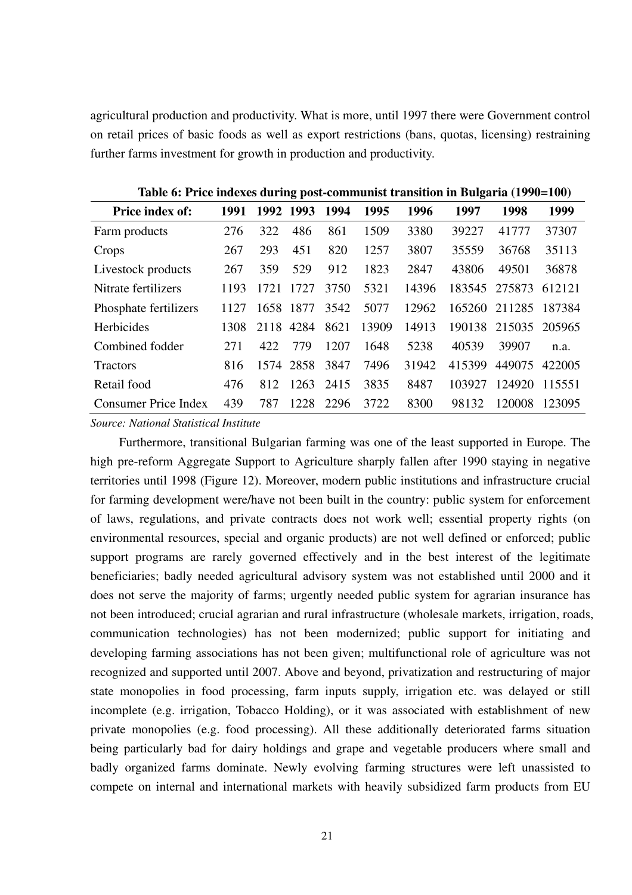agricultural production and productivity. What is more, until 1997 there were Government control on retail prices of basic foods as well as export restrictions (bans, quotas, licensing) restraining further farms investment for growth in production and productivity.

**Table 6: Price indexes during post-communist transition in Bulgaria (1990=100)**

| Price index of: | 1991 | 1992 | 1993 | 1994 | 1995 | 1996 | 1997 | 1998 | 1999 |
|---|---|---|---|---|---|---|---|---|---|
| Farm products | 276 | 322 | 486 | 861 | 1509 | 3380 | 39227 | 41777 | 37307 |
| Crops | 267 | 293 | 451 | 820 | 1257 | 3807 | 35559 | 36768 | 35113 |
| Livestock products | 267 | 359 | 529 | 912 | 1823 | 2847 | 43806 | 49501 | 36878 |
| Nitrate fertilizers | 1193 | 1721 | 1727 | 3750 | 5321 | 14396 | 183545 | 275873 | 612121 |
| Phosphate fertilizers | 1127 | 1658 | 1877 | 3542 | 5077 | 12962 | 165260 | 211285 | 187384 |
| Herbicides | 1308 | 2118 | 4284 | 8621 | 13909 | 14913 | 190138 | 215035 | 205965 |
| Combined fodder | 271 | 422 | 779 | 1207 | 1648 | 5238 | 40539 | 39907 | n.a. |
| Tractors | 816 | 1574 | 2858 | 3847 | 7496 | 31942 | 415399 | 449075 | 422005 |
| Retail food | 476 | 812 | 1263 | 2415 | 3835 | 8487 | 103927 | 124920 | 115551 |
| Consumer Price Index | 439 | 787 | 1228 | 2296 | 3722 | 8300 | 98132 | 120008 | 123095 |

*Source: National Statistical Institute*

Furthermore, transitional Bulgarian farming was one of the least supported in Europe. The high pre-reform Aggregate Support to Agriculture sharply fallen after 1990 staying in negative territories until 1998 (Figure 12). Moreover, modern public institutions and infrastructure crucial for farming development were/have not been built in the country: public system for enforcement of laws, regulations, and private contracts does not work well; essential property rights (on environmental resources, special and organic products) are not well defined or enforced; public support programs are rarely governed effectively and in the best interest of the legitimate beneficiaries; badly needed agricultural advisory system was not established until 2000 and it does not serve the majority of farms; urgently needed public system for agrarian insurance has not been introduced; crucial agrarian and rural infrastructure (wholesale markets, irrigation, roads, communication technologies) has not been modernized; public support for initiating and developing farming associations has not been given; multifunctional role of agriculture was not recognized and supported until 2007. Above and beyond, privatization and restructuring of major state monopolies in food processing, farm inputs supply, irrigation etc. was delayed or still incomplete (e.g. irrigation, Tobacco Holding), or it was associated with establishment of new private monopolies (e.g. food processing). All these additionally deteriorated farms situation being particularly bad for dairy holdings and grape and vegetable producers where small and badly organized farms dominate. Newly evolving farming structures were left unassisted to compete on internal and international markets with heavily subsidized farm products from EU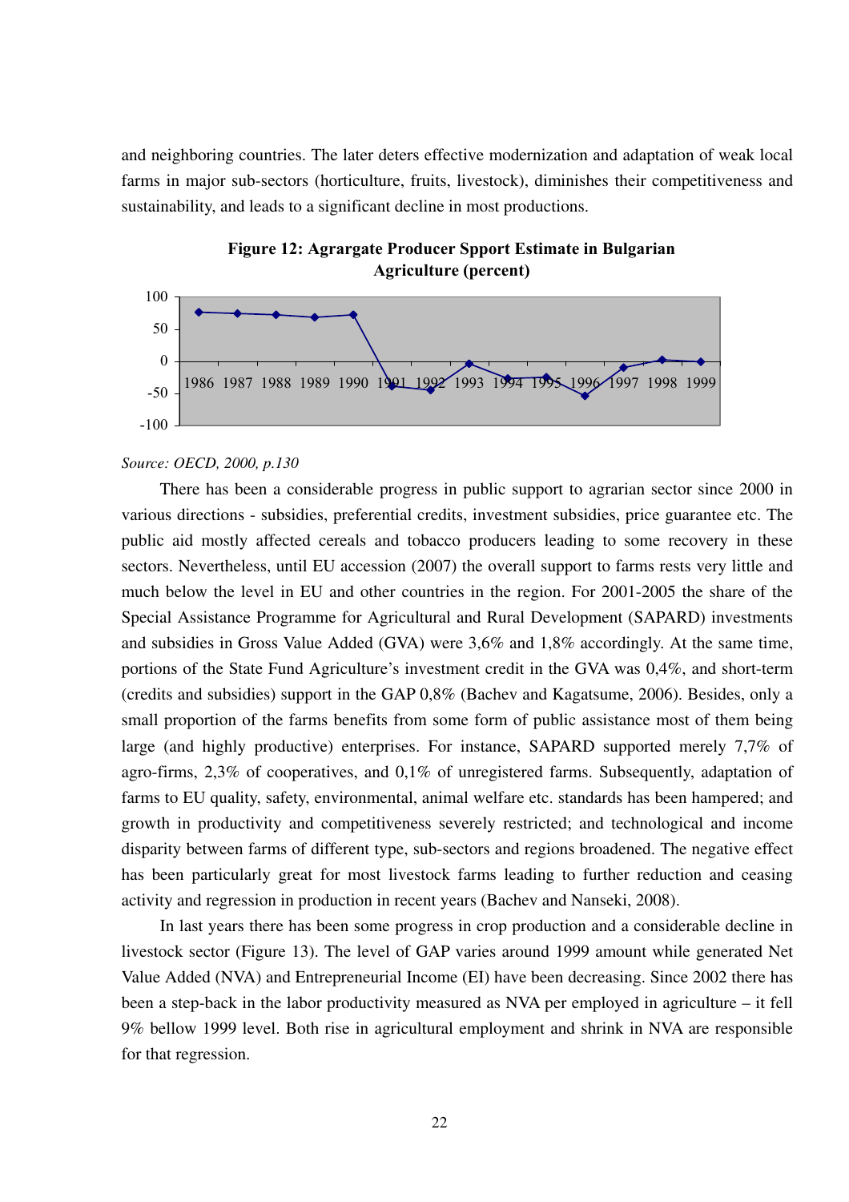and neighboring countries. The later deters effective modernization and adaptation of weak local farms in major sub-sectors (horticulture, fruits, livestock), diminishes their competitiveness and sustainability, and leads to a significant decline in most productions.

**Figure 12: Agrargate Producer Spport Estimate in Bulgarian Agriculture (percent)**

*Source: OECD, 2000, p.130*

There has been a considerable progress in public support to agrarian sector since 2000 in various directions - subsidies, preferential credits, investment subsidies, price guarantee etc. The public aid mostly affected cereals and tobacco producers leading to some recovery in these sectors. Nevertheless, until EU accession (2007) the overall support to farms rests very little and much below the level in EU and other countries in the region. For 2001-2005 the share of the Special Assistance Programme for Agricultural and Rural Development (SAPARD) investments and subsidies in Gross Value Added (GVA) were 3,6% and 1,8% accordingly. At the same time, portions of the State Fund Agriculture's investment credit in the GVA was 0,4%, and short-term (credits and subsidies) support in the GAP 0,8% (Bachev and Kagatsume, 2006). Besides, only a small proportion of the farms benefits from some form of public assistance most of them being large (and highly productive) enterprises. For instance, SAPARD supported merely 7,7% of agro-firms, 2,3% of cooperatives, and 0,1% of unregistered farms. Subsequently, adaptation of farms to EU quality, safety, environmental, animal welfare etc. standards has been hampered; and growth in productivity and competitiveness severely restricted; and technological and income disparity between farms of different type, sub-sectors and regions broadened. The negative effect has been particularly great for most livestock farms leading to further reduction and ceasing activity and regression in production in recent years (Bachev and Nanseki, 2008).

In last years there has been some progress in crop production and a considerable decline in livestock sector (Figure 13). The level of GAP varies around 1999 amount while generated Net Value Added (NVA) and Entrepreneurial Income (EI) have been decreasing. Since 2002 there has been a step-back in the labor productivity measured as NVA per employed in agriculture – it fell 9% bellow 1999 level. Both rise in agricultural employment and shrink in NVA are responsible for that regression.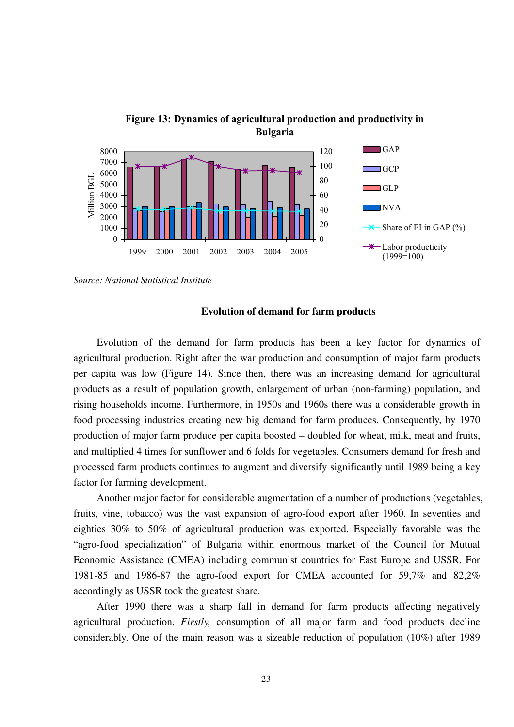**Figure 13: Dynamics of agricultural production and productivity in Bulgaria**

*Source: National Statistical Institute*

### Evolution of demand for farm products

Evolution of the demand for farm products has been a key factor for dynamics of agricultural production. Right after the war production and consumption of major farm products per capita was low (Figure 14). Since then, there was an increasing demand for agricultural products as a result of population growth, enlargement of urban (non-farming) population, and rising households income. Furthermore, in 1950s and 1960s there was a considerable growth in food processing industries creating new big demand for farm produces. Consequently, by 1970 production of major farm produce per capita boosted – doubled for wheat, milk, meat and fruits, and multiplied 4 times for sunflower and 6 folds for vegetables. Consumers demand for fresh and processed farm products continues to augment and diversify significantly until 1989 being a key factor for farming development.

Another major factor for considerable augmentation of a number of productions (vegetables, fruits, vine, tobacco) was the vast expansion of agro-food export after 1960. In seventies and eighties 30% to 50% of agricultural production was exported. Especially favorable was the "agro-food specialization" of Bulgaria within enormous market of the Council for Mutual Economic Assistance (CMEA) including communist countries for East Europe and USSR. For 1981-85 and 1986-87 the agro-food export for CMEA accounted for 59,7% and 82,2% accordingly as USSR took the greatest share.

After 1990 there was a sharp fall in demand for farm products affecting negatively agricultural production. *Firstly,* consumption of all major farm and food products decline considerably. One of the main reason was a sizeable reduction of population (10%) after 1989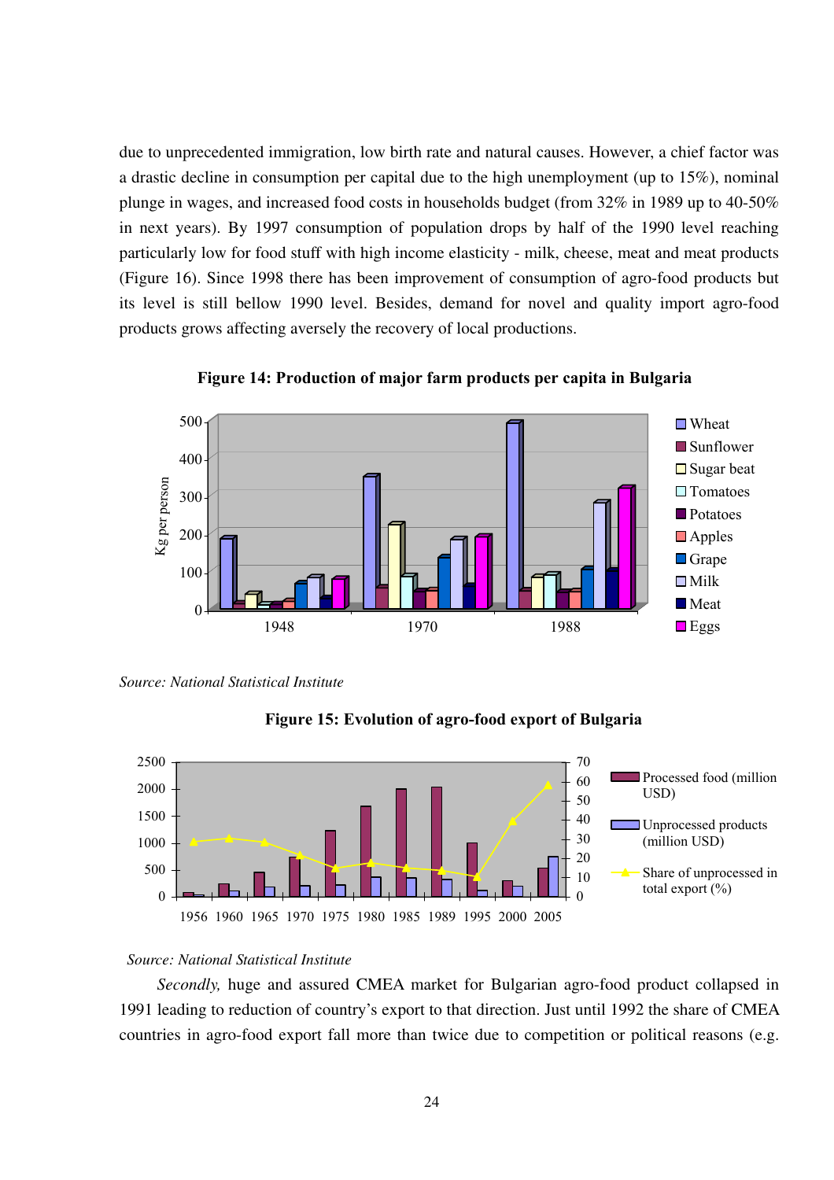due to unprecedented immigration, low birth rate and natural causes. However, a chief factor was a drastic decline in consumption per capital due to the high unemployment (up to 15%), nominal plunge in wages, and increased food costs in households budget (from 32% in 1989 up to 40-50% in next years). By 1997 consumption of population drops by half of the 1990 level reaching particularly low for food stuff with high income elasticity - milk, cheese, meat and meat products (Figure 16). Since 1998 there has been improvement of consumption of agro-food products but its level is still bellow 1990 level. Besides, demand for novel and quality import agro-food products grows affecting aversely the recovery of local productions.

**Figure 14: Production of major farm products per capita in Bulgaria**

*Source: National Statistical Institute*

**Figure 15: Evolution of agro-food export of Bulgaria**

*Source: National Statistical Institute*

*Secondly,* huge and assured CMEA market for Bulgarian agro-food product collapsed in 1991 leading to reduction of country's export to that direction. Just until 1992 the share of CMEA countries in agro-food export fall more than twice due to competition or political reasons (e.g.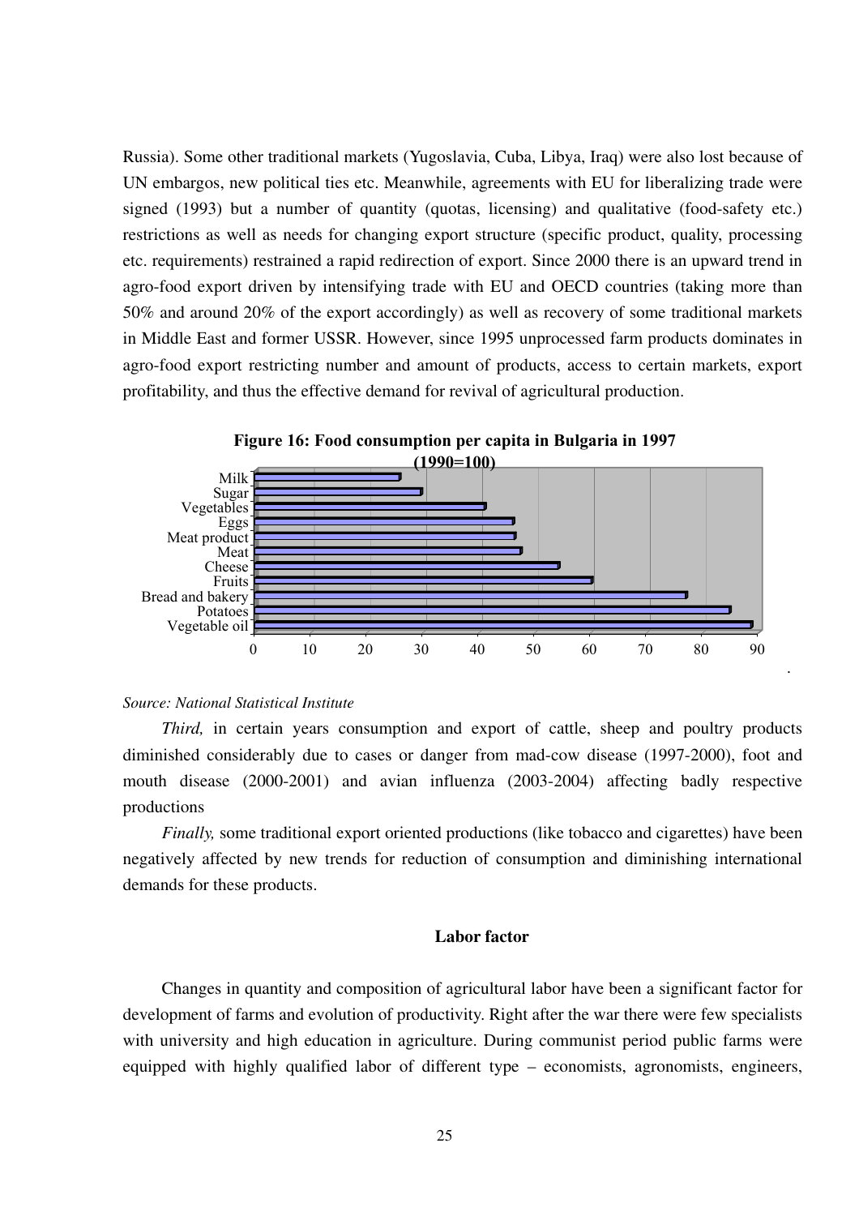Russia). Some other traditional markets (Yugoslavia, Cuba, Libya, Iraq) were also lost because of UN embargos, new political ties etc. Meanwhile, agreements with EU for liberalizing trade were signed (1993) but a number of quantity (quotas, licensing) and qualitative (food-safety etc.) restrictions as well as needs for changing export structure (specific product, quality, processing etc. requirements) restrained a rapid redirection of export. Since 2000 there is an upward trend in agro-food export driven by intensifying trade with EU and OECD countries (taking more than 50% and around 20% of the export accordingly) as well as recovery of some traditional markets in Middle East and former USSR. However, since 1995 unprocessed farm products dominates in agro-food export restricting number and amount of products, access to certain markets, export profitability, and thus the effective demand for revival of agricultural production.

**Figure 16: Food consumption per capita in Bulgaria in 1997 (1990=100)**

| Product | Index (1990=100) |
|---|---|
| Milk | 26 |
| Sugar | 30 |
| Vegetables | 41 |
| Eggs | 46 |
| Meat product | 46 |
| Meat | 47 |
| Cheese | 54 |
| Fruits | 60 |
| Bread and bakery | 77 |
| Potatoes | 85 |
| Vegetable oil | 89 |

*Source: National Statistical Institute*

*Third,* in certain years consumption and export of cattle, sheep and poultry products diminished considerably due to cases or danger from mad-cow disease (1997-2000), foot and mouth disease (2000-2001) and avian influenza (2003-2004) affecting badly respective productions

*Finally,* some traditional export oriented productions (like tobacco and cigarettes) have been negatively affected by new trends for reduction of consumption and diminishing international demands for these products.

### Labor factor

Changes in quantity and composition of agricultural labor have been a significant factor for development of farms and evolution of productivity. Right after the war there were few specialists with university and high education in agriculture. During communist period public farms were equipped with highly qualified labor of different type – economists, agronomists, engineers,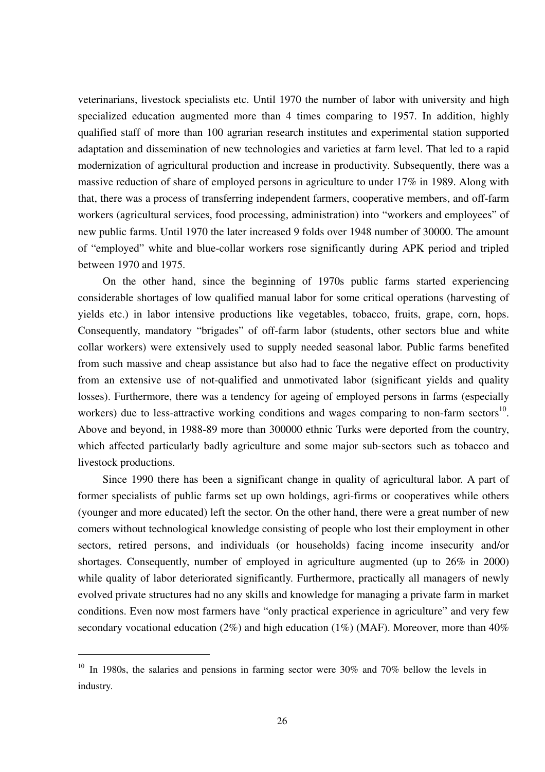veterinarians, livestock specialists etc. Until 1970 the number of labor with university and high specialized education augmented more than 4 times comparing to 1957. In addition, highly qualified staff of more than 100 agrarian research institutes and experimental station supported adaptation and dissemination of new technologies and varieties at farm level. That led to a rapid modernization of agricultural production and increase in productivity. Subsequently, there was a massive reduction of share of employed persons in agriculture to under 17% in 1989. Along with that, there was a process of transferring independent farmers, cooperative members, and off-farm workers (agricultural services, food processing, administration) into "workers and employees" of new public farms. Until 1970 the later increased 9 folds over 1948 number of 30000. The amount of "employed" white and blue-collar workers rose significantly during APK period and tripled between 1970 and 1975.

On the other hand, since the beginning of 1970s public farms started experiencing considerable shortages of low qualified manual labor for some critical operations (harvesting of yields etc.) in labor intensive productions like vegetables, tobacco, fruits, grape, corn, hops. Consequently, mandatory "brigades" of off-farm labor (students, other sectors blue and white collar workers) were extensively used to supply needed seasonal labor. Public farms benefited from such massive and cheap assistance but also had to face the negative effect on productivity from an extensive use of not-qualified and unmotivated labor (significant yields and quality losses). Furthermore, there was a tendency for ageing of employed persons in farms (especially workers) due to less-attractive working conditions and wages comparing to non-farm sectors[10]. Above and beyond, in 1988-89 more than 300000 ethnic Turks were deported from the country, which affected particularly badly agriculture and some major sub-sectors such as tobacco and livestock productions.

Since 1990 there has been a significant change in quality of agricultural labor. A part of former specialists of public farms set up own holdings, agri-firms or cooperatives while others (younger and more educated) left the sector. On the other hand, there were a great number of new comers without technological knowledge consisting of people who lost their employment in other sectors, retired persons, and individuals (or households) facing income insecurity and/or shortages. Consequently, number of employed in agriculture augmented (up to 26% in 2000) while quality of labor deteriorated significantly. Furthermore, practically all managers of newly evolved private structures had no any skills and knowledge for managing a private farm in market conditions. Even now most farmers have "only practical experience in agriculture" and very few secondary vocational education (2%) and high education (1%) (MAF). Moreover, more than 40%

---

[10] In 1980s, the salaries and pensions in farming sector were 30% and 70% bellow the levels in industry.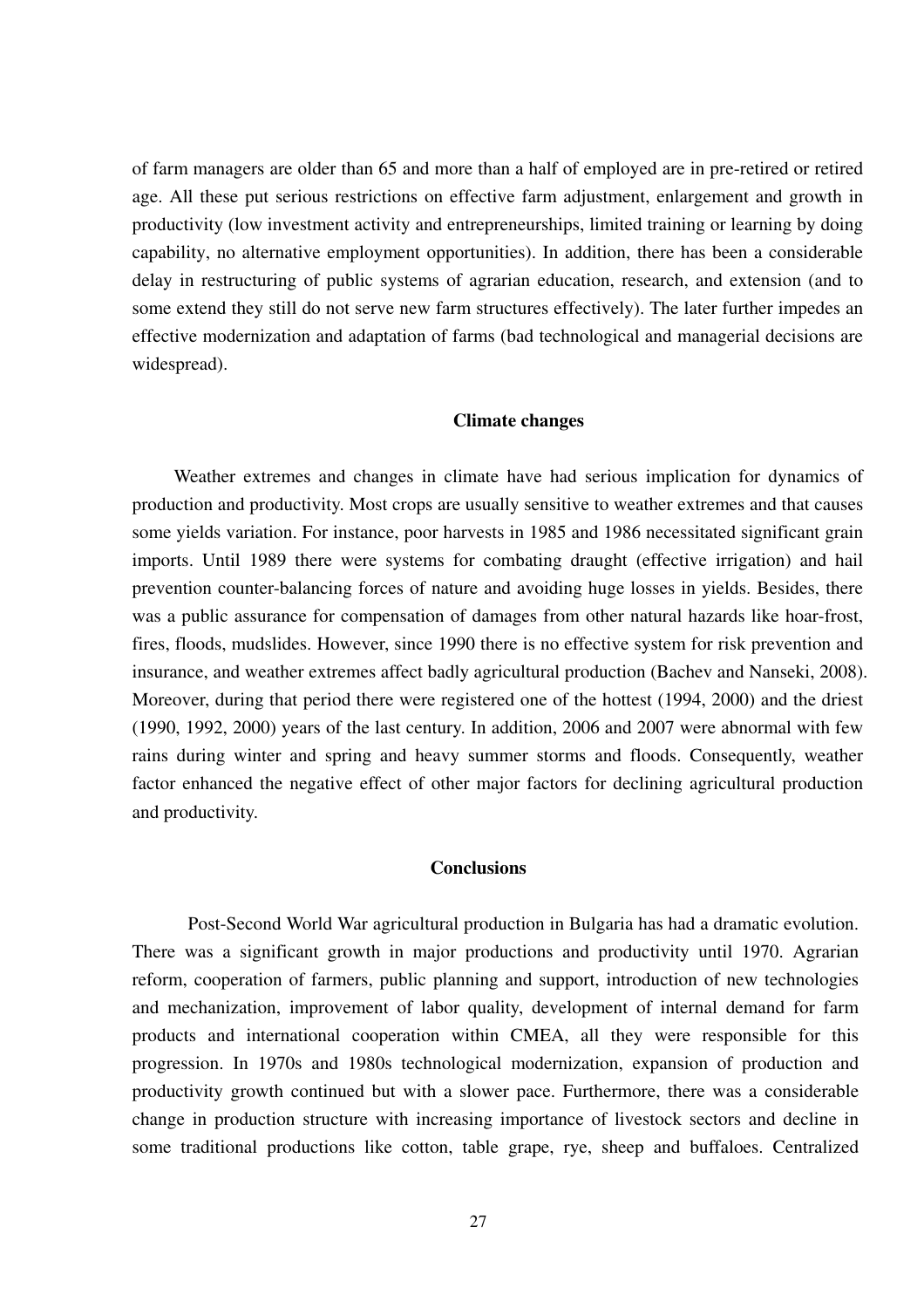of farm managers are older than 65 and more than a half of employed are in pre-retired or retired age. All these put serious restrictions on effective farm adjustment, enlargement and growth in productivity (low investment activity and entrepreneurships, limited training or learning by doing capability, no alternative employment opportunities). In addition, there has been a considerable delay in restructuring of public systems of agrarian education, research, and extension (and to some extend they still do not serve new farm structures effectively). The later further impedes an effective modernization and adaptation of farms (bad technological and managerial decisions are widespread).

## Climate changes

Weather extremes and changes in climate have had serious implication for dynamics of production and productivity. Most crops are usually sensitive to weather extremes and that causes some yields variation. For instance, poor harvests in 1985 and 1986 necessitated significant grain imports. Until 1989 there were systems for combating draught (effective irrigation) and hail prevention counter-balancing forces of nature and avoiding huge losses in yields. Besides, there was a public assurance for compensation of damages from other natural hazards like hoar-frost, fires, floods, mudslides. However, since 1990 there is no effective system for risk prevention and insurance, and weather extremes affect badly agricultural production (Bachev and Nanseki, 2008). Moreover, during that period there were registered one of the hottest (1994, 2000) and the driest (1990, 1992, 2000) years of the last century. In addition, 2006 and 2007 were abnormal with few rains during winter and spring and heavy summer storms and floods. Consequently, weather factor enhanced the negative effect of other major factors for declining agricultural production and productivity.

## Conclusions

Post-Second World War agricultural production in Bulgaria has had a dramatic evolution. There was a significant growth in major productions and productivity until 1970. Agrarian reform, cooperation of farmers, public planning and support, introduction of new technologies and mechanization, improvement of labor quality, development of internal demand for farm products and international cooperation within CMEA, all they were responsible for this progression. In 1970s and 1980s technological modernization, expansion of production and productivity growth continued but with a slower pace. Furthermore, there was a considerable change in production structure with increasing importance of livestock sectors and decline in some traditional productions like cotton, table grape, rye, sheep and buffaloes. Centralized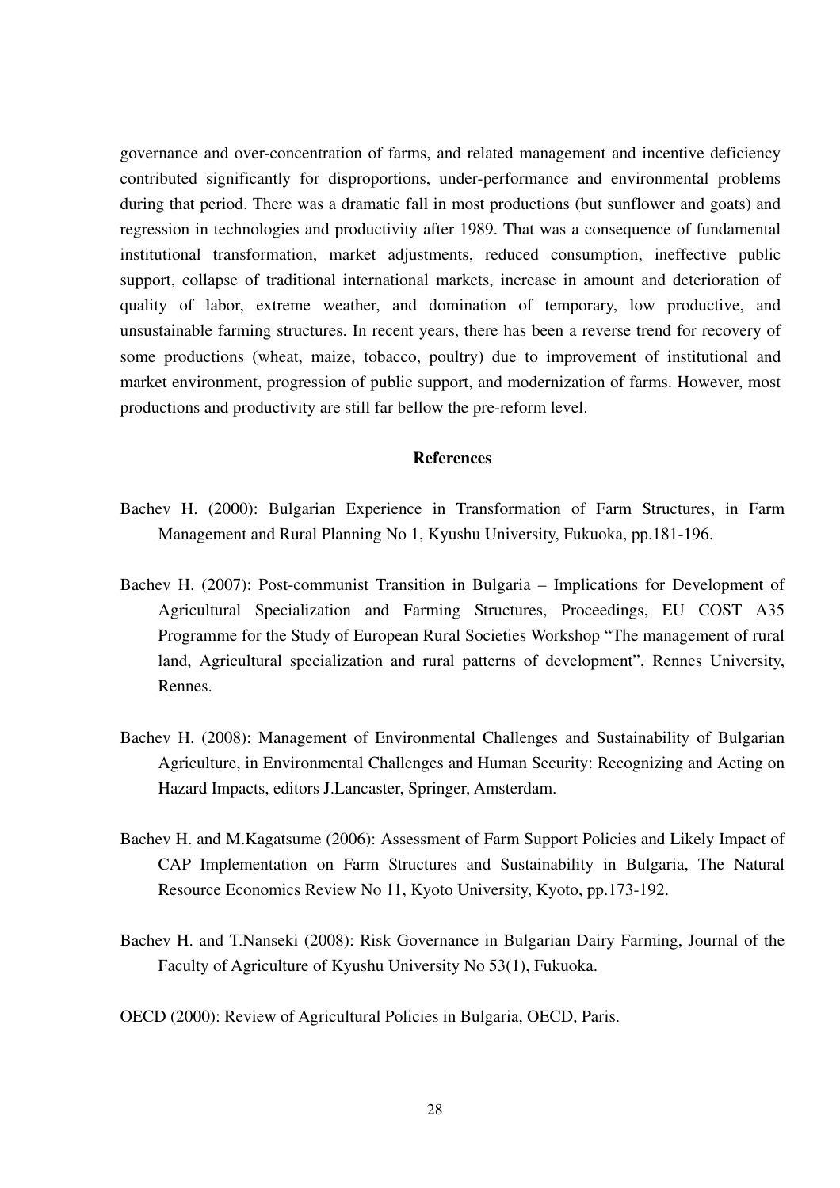governance and over-concentration of farms, and related management and incentive deficiency contributed significantly for disproportions, under-performance and environmental problems during that period. There was a dramatic fall in most productions (but sunflower and goats) and regression in technologies and productivity after 1989. That was a consequence of fundamental institutional transformation, market adjustments, reduced consumption, ineffective public support, collapse of traditional international markets, increase in amount and deterioration of quality of labor, extreme weather, and domination of temporary, low productive, and unsustainable farming structures. In recent years, there has been a reverse trend for recovery of some productions (wheat, maize, tobacco, poultry) due to improvement of institutional and market environment, progression of public support, and modernization of farms. However, most productions and productivity are still far bellow the pre-reform level.

## References

Bachev H. (2000): Bulgarian Experience in Transformation of Farm Structures, in Farm Management and Rural Planning No 1, Kyushu University, Fukuoka, pp.181-196.

Bachev H. (2007): Post-communist Transition in Bulgaria – Implications for Development of Agricultural Specialization and Farming Structures, Proceedings, EU COST A35 Programme for the Study of European Rural Societies Workshop "The management of rural land, Agricultural specialization and rural patterns of development", Rennes University, Rennes.

Bachev H. (2008): Management of Environmental Challenges and Sustainability of Bulgarian Agriculture, in Environmental Challenges and Human Security: Recognizing and Acting on Hazard Impacts, editors J.Lancaster, Springer, Amsterdam.

Bachev H. and M.Kagatsume (2006): Assessment of Farm Support Policies and Likely Impact of CAP Implementation on Farm Structures and Sustainability in Bulgaria, The Natural Resource Economics Review No 11, Kyoto University, Kyoto, pp.173-192.

Bachev H. and T.Nanseki (2008): Risk Governance in Bulgarian Dairy Farming, Journal of the Faculty of Agriculture of Kyushu University No 53(1), Fukuoka.

OECD (2000): Review of Agricultural Policies in Bulgaria, OECD, Paris.